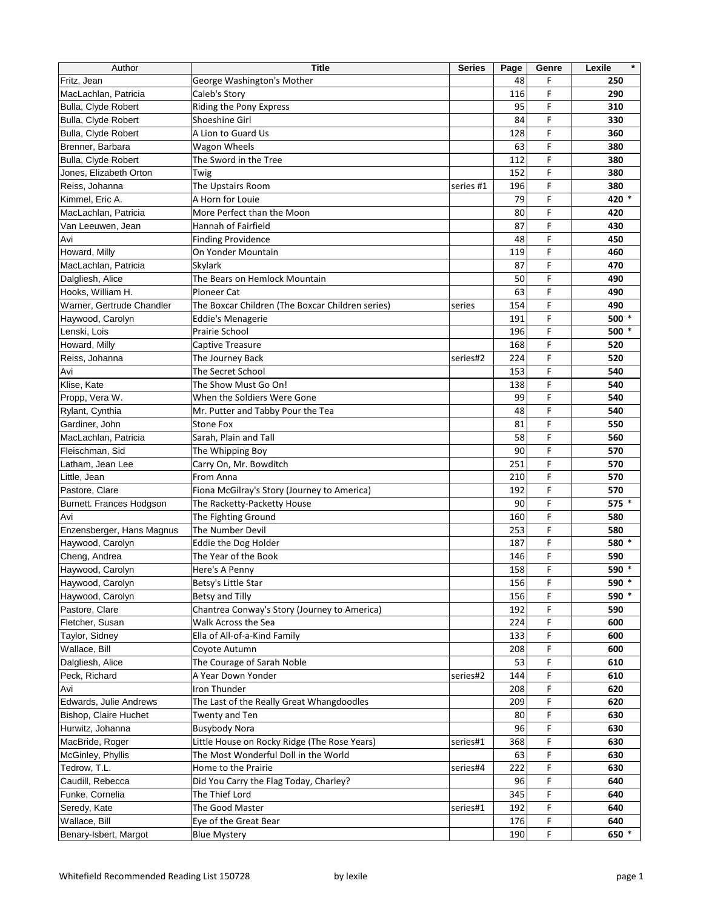| Author | Title | Series | Page | Genre | Lexile * |
|---|---|---|---|---|---|
| Fritz, Jean | George Washington's Mother | | 48 | F | 250 |
| MacLachlan, Patricia | Caleb's Story | | 116 | F | 290 |
| Bulla, Clyde Robert | Riding the Pony Express | | 95 | F | 310 |
| Bulla, Clyde Robert | Shoeshine Girl | | 84 | F | 330 |
| Bulla, Clyde Robert | A Lion to Guard Us | | 128 | F | 360 |
| Brenner, Barbara | Wagon Wheels | | 63 | F | 380 |
| Bulla, Clyde Robert | The Sword in the Tree | | 112 | F | 380 |
| Jones, Elizabeth Orton | Twig | | 152 | F | 380 |
| Reiss, Johanna | The Upstairs Room | series #1 | 196 | F | 380 |
| Kimmel, Eric A. | A Horn for Louie | | 79 | F | 420 * |
| MacLachlan, Patricia | More Perfect than the Moon | | 80 | F | 420 |
| Van Leeuwen, Jean | Hannah of Fairfield | | 87 | F | 430 |
| Avi | Finding Providence | | 48 | F | 450 |
| Howard, Milly | On Yonder Mountain | | 119 | F | 460 |
| MacLachlan, Patricia | Skylark | | 87 | F | 470 |
| Dalgliesh, Alice | The Bears on Hemlock Mountain | | 50 | F | 490 |
| Hooks, William H. | Pioneer Cat | | 63 | F | 490 |
| Warner, Gertrude Chandler | The Boxcar Children (The Boxcar Children series) | series | 154 | F | 490 |
| Haywood, Carolyn | Eddie's Menagerie | | 191 | F | 500 * |
| Lenski, Lois | Prairie School | | 196 | F | 500 * |
| Howard, Milly | Captive Treasure | | 168 | F | 520 |
| Reiss, Johanna | The Journey Back | series#2 | 224 | F | 520 |
| Avi | The Secret School | | 153 | F | 540 |
| Klise, Kate | The Show Must Go On! | | 138 | F | 540 |
| Propp, Vera W. | When the Soldiers Were Gone | | 99 | F | 540 |
| Rylant, Cynthia | Mr. Putter and Tabby Pour the Tea | | 48 | F | 540 |
| Gardiner, John | Stone Fox | | 81 | F | 550 |
| MacLachlan, Patricia | Sarah, Plain and Tall | | 58 | F | 560 |
| Fleischman, Sid | The Whipping Boy | | 90 | F | 570 |
| Latham, Jean Lee | Carry On, Mr. Bowditch | | 251 | F | 570 |
| Little, Jean | From Anna | | 210 | F | 570 |
| Pastore, Clare | Fiona McGilray's Story (Journey to America) | | 192 | F | 570 |
| Burnett. Frances Hodgson | The Racketty-Packetty House | | 90 | F | 575 * |
| Avi | The Fighting Ground | | 160 | F | 580 |
| Enzensberger, Hans Magnus | The Number Devil | | 253 | F | 580 |
| Haywood, Carolyn | Eddie the Dog Holder | | 187 | F | 580 * |
| Cheng, Andrea | The Year of the Book | | 146 | F | 590 |
| Haywood, Carolyn | Here's A Penny | | 158 | F | 590 * |
| Haywood, Carolyn | Betsy's Little Star | | 156 | F | 590 * |
| Haywood, Carolyn | Betsy and Tilly | | 156 | F | 590 * |
| Pastore, Clare | Chantrea Conway's Story (Journey to America) | | 192 | F | 590 |
| Fletcher, Susan | Walk Across the Sea | | 224 | F | 600 |
| Taylor, Sidney | Ella of All-of-a-Kind Family | | 133 | F | 600 |
| Wallace, Bill | Coyote Autumn | | 208 | F | 600 |
| Dalgliesh, Alice | The Courage of Sarah Noble | | 53 | F | 610 |
| Peck, Richard | A Year Down Yonder | series#2 | 144 | F | 610 |
| Avi | Iron Thunder | | 208 | F | 620 |
| Edwards, Julie Andrews | The Last of the Really Great Whangdoodles | | 209 | F | 620 |
| Bishop, Claire Huchet | Twenty and Ten | | 80 | F | 630 |
| Hurwitz, Johanna | Busybody Nora | | 96 | F | 630 |
| MacBride, Roger | Little House on Rocky Ridge (The Rose Years) | series#1 | 368 | F | 630 |
| McGinley, Phyllis | The Most Wonderful Doll in the World | | 63 | F | 630 |
| Tedrow, T.L. | Home to the Prairie | series#4 | 222 | F | 630 |
| Caudill, Rebecca | Did You Carry the Flag Today, Charley? | | 96 | F | 640 |
| Funke, Cornelia | The Thief Lord | | 345 | F | 640 |
| Seredy, Kate | The Good Master | series#1 | 192 | F | 640 |
| Wallace, Bill | Eye of the Great Bear | | 176 | F | 640 |
| Benary-Isbert, Margot | Blue Mystery | | 190 | F | 650 * |

Whitefield Recommended Reading List 150728 by lexile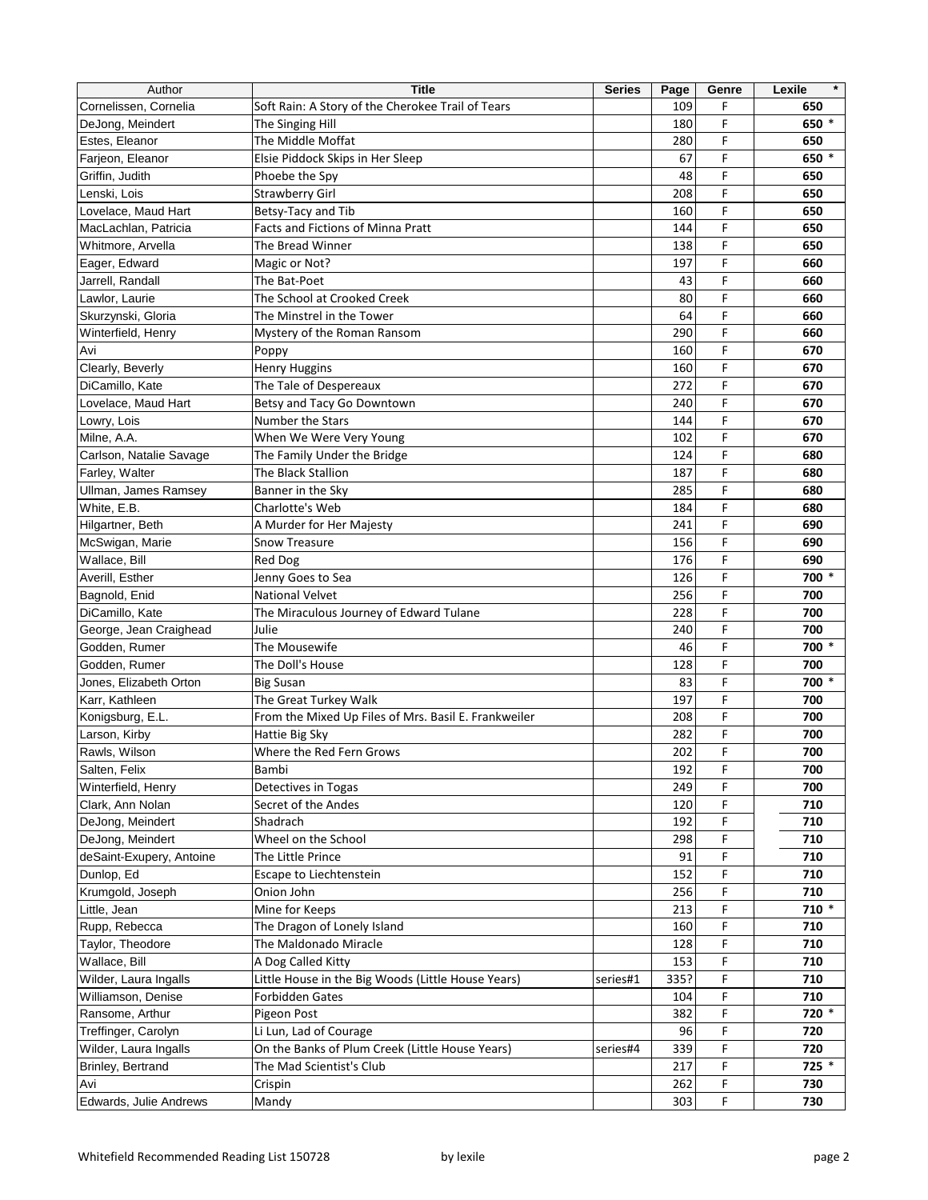| Author | Title | Series | Page | Genre | Lexile * |
|---|---|---|---|---|---|
| Cornelissen, Cornelia | Soft Rain: A Story of the Cherokee Trail of Tears | | 109 | F | 650 |
| DeJong, Meindert | The Singing Hill | | 180 | F | 650 * |
| Estes, Eleanor | The Middle Moffat | | 280 | F | 650 |
| Farjeon, Eleanor | Elsie Piddock Skips in Her Sleep | | 67 | F | 650 * |
| Griffin, Judith | Phoebe the Spy | | 48 | F | 650 |
| Lenski, Lois | Strawberry Girl | | 208 | F | 650 |
| Lovelace, Maud Hart | Betsy-Tacy and Tib | | 160 | F | 650 |
| MacLachlan, Patricia | Facts and Fictions of Minna Pratt | | 144 | F | 650 |
| Whitmore, Arvella | The Bread Winner | | 138 | F | 650 |
| Eager, Edward | Magic or Not? | | 197 | F | 660 |
| Jarrell, Randall | The Bat-Poet | | 43 | F | 660 |
| Lawlor, Laurie | The School at Crooked Creek | | 80 | F | 660 |
| Skurzynski, Gloria | The Minstrel in the Tower | | 64 | F | 660 |
| Winterfield, Henry | Mystery of the Roman Ransom | | 290 | F | 660 |
| Avi | Poppy | | 160 | F | 670 |
| Clearly, Beverly | Henry Huggins | | 160 | F | 670 |
| DiCamillo, Kate | The Tale of Despereaux | | 272 | F | 670 |
| Lovelace, Maud Hart | Betsy and Tacy Go Downtown | | 240 | F | 670 |
| Lowry, Lois | Number the Stars | | 144 | F | 670 |
| Milne, A.A. | When We Were Very Young | | 102 | F | 670 |
| Carlson, Natalie Savage | The Family Under the Bridge | | 124 | F | 680 |
| Farley, Walter | The Black Stallion | | 187 | F | 680 |
| Ullman, James Ramsey | Banner in the Sky | | 285 | F | 680 |
| White, E.B. | Charlotte's Web | | 184 | F | 680 |
| Hilgartner, Beth | A Murder for Her Majesty | | 241 | F | 690 |
| McSwigan, Marie | Snow Treasure | | 156 | F | 690 |
| Wallace, Bill | Red Dog | | 176 | F | 690 |
| Averill, Esther | Jenny Goes to Sea | | 126 | F | 700 * |
| Bagnold, Enid | National Velvet | | 256 | F | 700 |
| DiCamillo, Kate | The Miraculous Journey of Edward Tulane | | 228 | F | 700 |
| George, Jean Craighead | Julie | | 240 | F | 700 |
| Godden, Rumer | The Mousewife | | 46 | F | 700 * |
| Godden, Rumer | The Doll's House | | 128 | F | 700 |
| Jones, Elizabeth Orton | Big Susan | | 83 | F | 700 * |
| Karr, Kathleen | The Great Turkey Walk | | 197 | F | 700 |
| Konigsburg, E.L. | From the Mixed Up Files of Mrs. Basil E. Frankweiler | | 208 | F | 700 |
| Larson, Kirby | Hattie Big Sky | | 282 | F | 700 |
| Rawls, Wilson | Where the Red Fern Grows | | 202 | F | 700 |
| Salten, Felix | Bambi | | 192 | F | 700 |
| Winterfield, Henry | Detectives in Togas | | 249 | F | 700 |
| Clark, Ann Nolan | Secret of the Andes | | 120 | F | 710 |
| DeJong, Meindert | Shadrach | | 192 | F | 710 |
| DeJong, Meindert | Wheel on the School | | 298 | F | 710 |
| deSaint-Exupery, Antoine | The Little Prince | | 91 | F | 710 |
| Dunlop, Ed | Escape to Liechtenstein | | 152 | F | 710 |
| Krumgold, Joseph | Onion John | | 256 | F | 710 |
| Little, Jean | Mine for Keeps | | 213 | F | 710 * |
| Rupp, Rebecca | The Dragon of Lonely Island | | 160 | F | 710 |
| Taylor, Theodore | The Maldonado Miracle | | 128 | F | 710 |
| Wallace, Bill | A Dog Called Kitty | | 153 | F | 710 |
| Wilder, Laura Ingalls | Little House in the Big Woods (Little House Years) | series#1 | 335? | F | 710 |
| Williamson, Denise | Forbidden Gates | | 104 | F | 710 |
| Ransome, Arthur | Pigeon Post | | 382 | F | 720 * |
| Treffinger, Carolyn | Li Lun, Lad of Courage | | 96 | F | 720 |
| Wilder, Laura Ingalls | On the Banks of Plum Creek (Little House Years) | series#4 | 339 | F | 720 |
| Brinley, Bertrand | The Mad Scientist's Club | | 217 | F | 725 * |
| Avi | Crispin | | 262 | F | 730 |
| Edwards, Julie Andrews | Mandy | | 303 | F | 730 |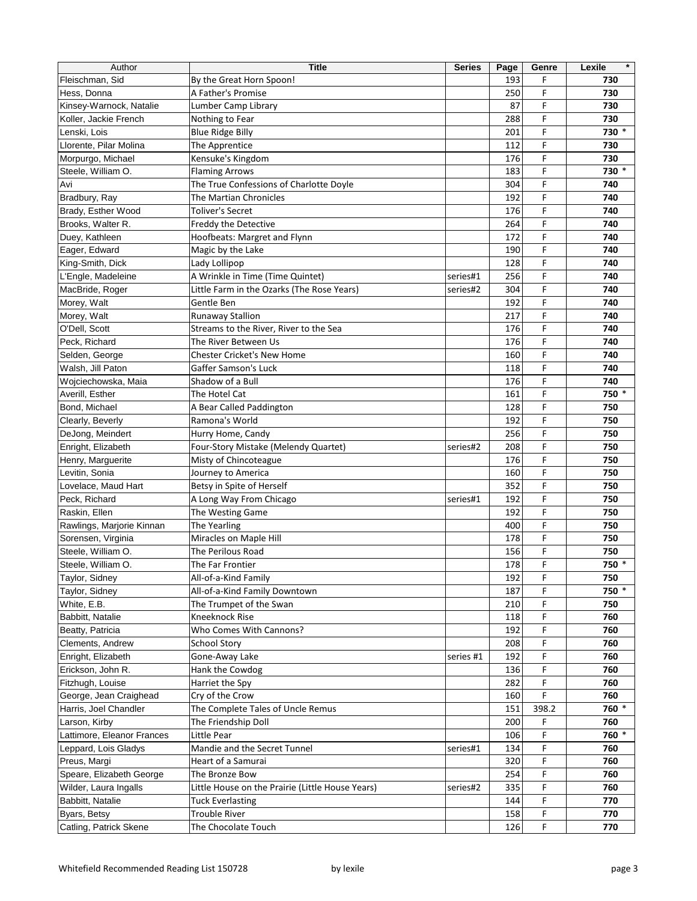| Author | Title | Series | Page | Genre | Lexile * |
|---|---|---|---|---|---|
| Fleischman, Sid | By the Great Horn Spoon! | | 193 | F | 730 |
| Hess, Donna | A Father's Promise | | 250 | F | 730 |
| Kinsey-Warnock, Natalie | Lumber Camp Library | | 87 | F | 730 |
| Koller, Jackie French | Nothing to Fear | | 288 | F | 730 |
| Lenski, Lois | Blue Ridge Billy | | 201 | F | 730 * |
| Llorente, Pilar Molina | The Apprentice | | 112 | F | 730 |
| Morpurgo, Michael | Kensuke's Kingdom | | 176 | F | 730 |
| Steele, William O. | Flaming Arrows | | 183 | F | 730 * |
| Avi | The True Confessions of Charlotte Doyle | | 304 | F | 740 |
| Bradbury, Ray | The Martian Chronicles | | 192 | F | 740 |
| Brady, Esther Wood | Toliver's Secret | | 176 | F | 740 |
| Brooks, Walter R. | Freddy the Detective | | 264 | F | 740 |
| Duey, Kathleen | Hoofbeats: Margret and Flynn | | 172 | F | 740 |
| Eager, Edward | Magic by the Lake | | 190 | F | 740 |
| King-Smith, Dick | Lady Lollipop | | 128 | F | 740 |
| L'Engle, Madeleine | A Wrinkle in Time (Time Quintet) | series#1 | 256 | F | 740 |
| MacBride, Roger | Little Farm in the Ozarks (The Rose Years) | series#2 | 304 | F | 740 |
| Morey, Walt | Gentle Ben | | 192 | F | 740 |
| Morey, Walt | Runaway Stallion | | 217 | F | 740 |
| O'Dell, Scott | Streams to the River, River to the Sea | | 176 | F | 740 |
| Peck, Richard | The River Between Us | | 176 | F | 740 |
| Selden, George | Chester Cricket's New Home | | 160 | F | 740 |
| Walsh, Jill Paton | Gaffer Samson's Luck | | 118 | F | 740 |
| Wojciechowska, Maia | Shadow of a Bull | | 176 | F | 740 |
| Averill, Esther | The Hotel Cat | | 161 | F | 750 * |
| Bond, Michael | A Bear Called Paddington | | 128 | F | 750 |
| Clearly, Beverly | Ramona's World | | 192 | F | 750 |
| DeJong, Meindert | Hurry Home, Candy | | 256 | F | 750 |
| Enright, Elizabeth | Four-Story Mistake (Melendy Quartet) | series#2 | 208 | F | 750 |
| Henry, Marguerite | Misty of Chincoteague | | 176 | F | 750 |
| Levitin, Sonia | Journey to America | | 160 | F | 750 |
| Lovelace, Maud Hart | Betsy in Spite of Herself | | 352 | F | 750 |
| Peck, Richard | A Long Way From Chicago | series#1 | 192 | F | 750 |
| Raskin, Ellen | The Westing Game | | 192 | F | 750 |
| Rawlings, Marjorie Kinnan | The Yearling | | 400 | F | 750 |
| Sorensen, Virginia | Miracles on Maple Hill | | 178 | F | 750 |
| Steele, William O. | The Perilous Road | | 156 | F | 750 |
| Steele, William O. | The Far Frontier | | 178 | F | 750 * |
| Taylor, Sidney | All-of-a-Kind Family | | 192 | F | 750 |
| Taylor, Sidney | All-of-a-Kind Family Downtown | | 187 | F | 750 * |
| White, E.B. | The Trumpet of the Swan | | 210 | F | 750 |
| Babbitt, Natalie | Kneeknock Rise | | 118 | F | 760 |
| Beatty, Patricia | Who Comes With Cannons? | | 192 | F | 760 |
| Clements, Andrew | School Story | | 208 | F | 760 |
| Enright, Elizabeth | Gone-Away Lake | series #1 | 192 | F | 760 |
| Erickson, John R. | Hank the Cowdog | | 136 | F | 760 |
| Fitzhugh, Louise | Harriet the Spy | | 282 | F | 760 |
| George, Jean Craighead | Cry of the Crow | | 160 | F | 760 |
| Harris, Joel Chandler | The Complete Tales of Uncle Remus | | 151 | 398.2 | 760 * |
| Larson, Kirby | The Friendship Doll | | 200 | F | 760 |
| Lattimore, Eleanor Frances | Little Pear | | 106 | F | 760 * |
| Leppard, Lois Gladys | Mandie and the Secret Tunnel | series#1 | 134 | F | 760 |
| Preus, Margi | Heart of a Samurai | | 320 | F | 760 |
| Speare, Elizabeth George | The Bronze Bow | | 254 | F | 760 |
| Wilder, Laura Ingalls | Little House on the Prairie (Little House Years) | series#2 | 335 | F | 760 |
| Babbitt, Natalie | Tuck Everlasting | | 144 | F | 770 |
| Byars, Betsy | Trouble River | | 158 | F | 770 |
| Catling, Patrick Skene | The Chocolate Touch | | 126 | F | 770 |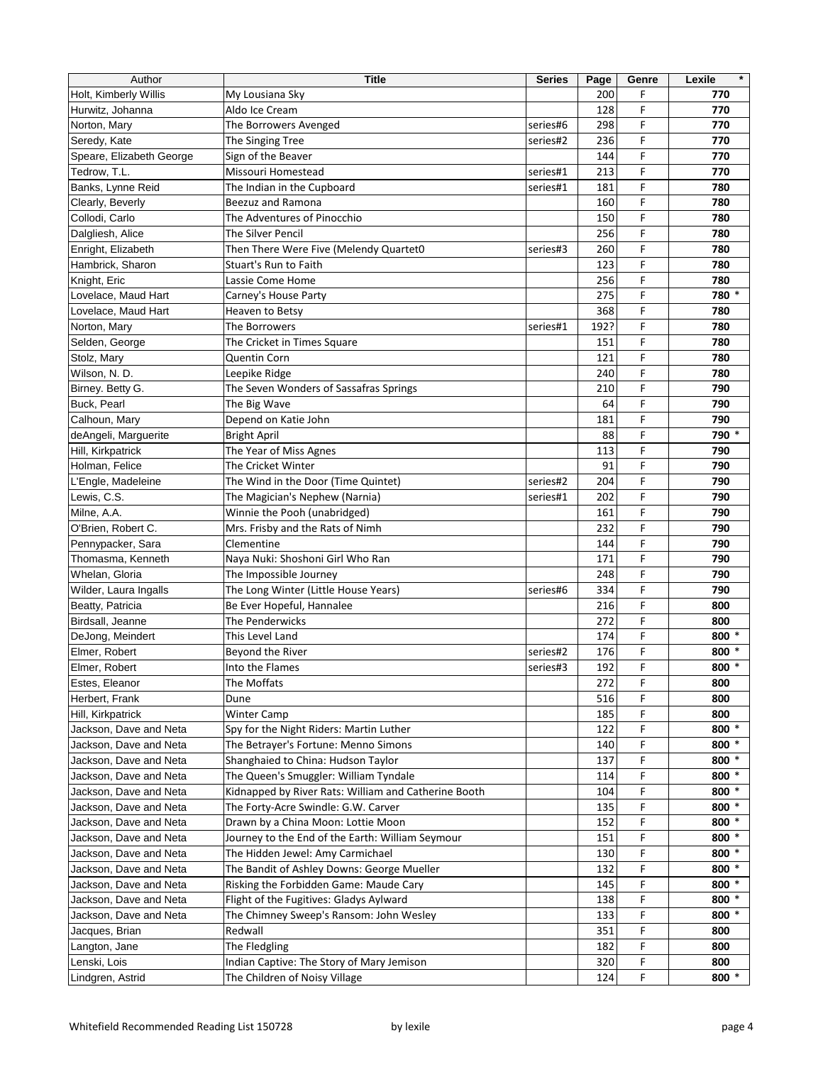| Author | Title | Series | Page | Genre | Lexile * |
|---|---|---|---|---|---|
| Holt, Kimberly Willis | My Lousiana Sky | | 200 | F | 770 |
| Hurwitz, Johanna | Aldo Ice Cream | | 128 | F | 770 |
| Norton, Mary | The Borrowers Avenged | series#6 | 298 | F | 770 |
| Seredy, Kate | The Singing Tree | series#2 | 236 | F | 770 |
| Speare, Elizabeth George | Sign of the Beaver | | 144 | F | 770 |
| Tedrow, T.L. | Missouri Homestead | series#1 | 213 | F | 770 |
| Banks, Lynne Reid | The Indian in the Cupboard | series#1 | 181 | F | 780 |
| Clearly, Beverly | Beezuz and Ramona | | 160 | F | 780 |
| Collodi, Carlo | The Adventures of Pinocchio | | 150 | F | 780 |
| Dalgliesh, Alice | The Silver Pencil | | 256 | F | 780 |
| Enright, Elizabeth | Then There Were Five (Melendy Quartet0 | series#3 | 260 | F | 780 |
| Hambrick, Sharon | Stuart's Run to Faith | | 123 | F | 780 |
| Knight, Eric | Lassie Come Home | | 256 | F | 780 |
| Lovelace, Maud Hart | Carney's House Party | | 275 | F | 780 * |
| Lovelace, Maud Hart | Heaven to Betsy | | 368 | F | 780 |
| Norton, Mary | The Borrowers | series#1 | 192? | F | 780 |
| Selden, George | The Cricket in Times Square | | 151 | F | 780 |
| Stolz, Mary | Quentin Corn | | 121 | F | 780 |
| Wilson, N. D. | Leepike Ridge | | 240 | F | 780 |
| Birney. Betty G. | The Seven Wonders of Sassafras Springs | | 210 | F | 790 |
| Buck, Pearl | The Big Wave | | 64 | F | 790 |
| Calhoun, Mary | Depend on Katie John | | 181 | F | 790 |
| deAngeli, Marguerite | Bright April | | 88 | F | 790 * |
| Hill, Kirkpatrick | The Year of Miss Agnes | | 113 | F | 790 |
| Holman, Felice | The Cricket Winter | | 91 | F | 790 |
| L'Engle, Madeleine | The Wind in the Door (Time Quintet) | series#2 | 204 | F | 790 |
| Lewis, C.S. | The Magician's Nephew (Narnia) | series#1 | 202 | F | 790 |
| Milne, A.A. | Winnie the Pooh (unabridged) | | 161 | F | 790 |
| O'Brien, Robert C. | Mrs. Frisby and the Rats of Nimh | | 232 | F | 790 |
| Pennypacker, Sara | Clementine | | 144 | F | 790 |
| Thomasma, Kenneth | Naya Nuki: Shoshoni Girl Who Ran | | 171 | F | 790 |
| Whelan, Gloria | The Impossible Journey | | 248 | F | 790 |
| Wilder, Laura Ingalls | The Long Winter (Little House Years) | series#6 | 334 | F | 790 |
| Beatty, Patricia | Be Ever Hopeful, Hannalee | | 216 | F | 800 |
| Birdsall, Jeanne | The Penderwicks | | 272 | F | 800 |
| DeJong, Meindert | This Level Land | | 174 | F | 800 * |
| Elmer, Robert | Beyond the River | series#2 | 176 | F | 800 * |
| Elmer, Robert | Into the Flames | series#3 | 192 | F | 800 * |
| Estes, Eleanor | The Moffats | | 272 | F | 800 |
| Herbert, Frank | Dune | | 516 | F | 800 |
| Hill, Kirkpatrick | Winter Camp | | 185 | F | 800 |
| Jackson, Dave and Neta | Spy for the Night Riders: Martin Luther | | 122 | F | 800 * |
| Jackson, Dave and Neta | The Betrayer's Fortune: Menno Simons | | 140 | F | 800 * |
| Jackson, Dave and Neta | Shanghaied to China: Hudson Taylor | | 137 | F | 800 * |
| Jackson, Dave and Neta | The Queen's Smuggler: William Tyndale | | 114 | F | 800 * |
| Jackson, Dave and Neta | Kidnapped by River Rats: William and Catherine Booth | | 104 | F | 800 * |
| Jackson, Dave and Neta | The Forty-Acre Swindle: G.W. Carver | | 135 | F | 800 * |
| Jackson, Dave and Neta | Drawn by a China Moon: Lottie Moon | | 152 | F | 800 * |
| Jackson, Dave and Neta | Journey to the End of the Earth: William Seymour | | 151 | F | 800 * |
| Jackson, Dave and Neta | The Hidden Jewel: Amy Carmichael | | 130 | F | 800 * |
| Jackson, Dave and Neta | The Bandit of Ashley Downs: George Mueller | | 132 | F | 800 * |
| Jackson, Dave and Neta | Risking the Forbidden Game: Maude Cary | | 145 | F | 800 * |
| Jackson, Dave and Neta | Flight of the Fugitives: Gladys Aylward | | 138 | F | 800 * |
| Jackson, Dave and Neta | The Chimney Sweep's Ransom: John Wesley | | 133 | F | 800 * |
| Jacques, Brian | Redwall | | 351 | F | 800 |
| Langton, Jane | The Fledgling | | 182 | F | 800 |
| Lenski, Lois | Indian Captive: The Story of Mary Jemison | | 320 | F | 800 |
| Lindgren, Astrid | The Children of Noisy Village | | 124 | F | 800 * |

Whitefield Recommended Reading List 150728 by lexile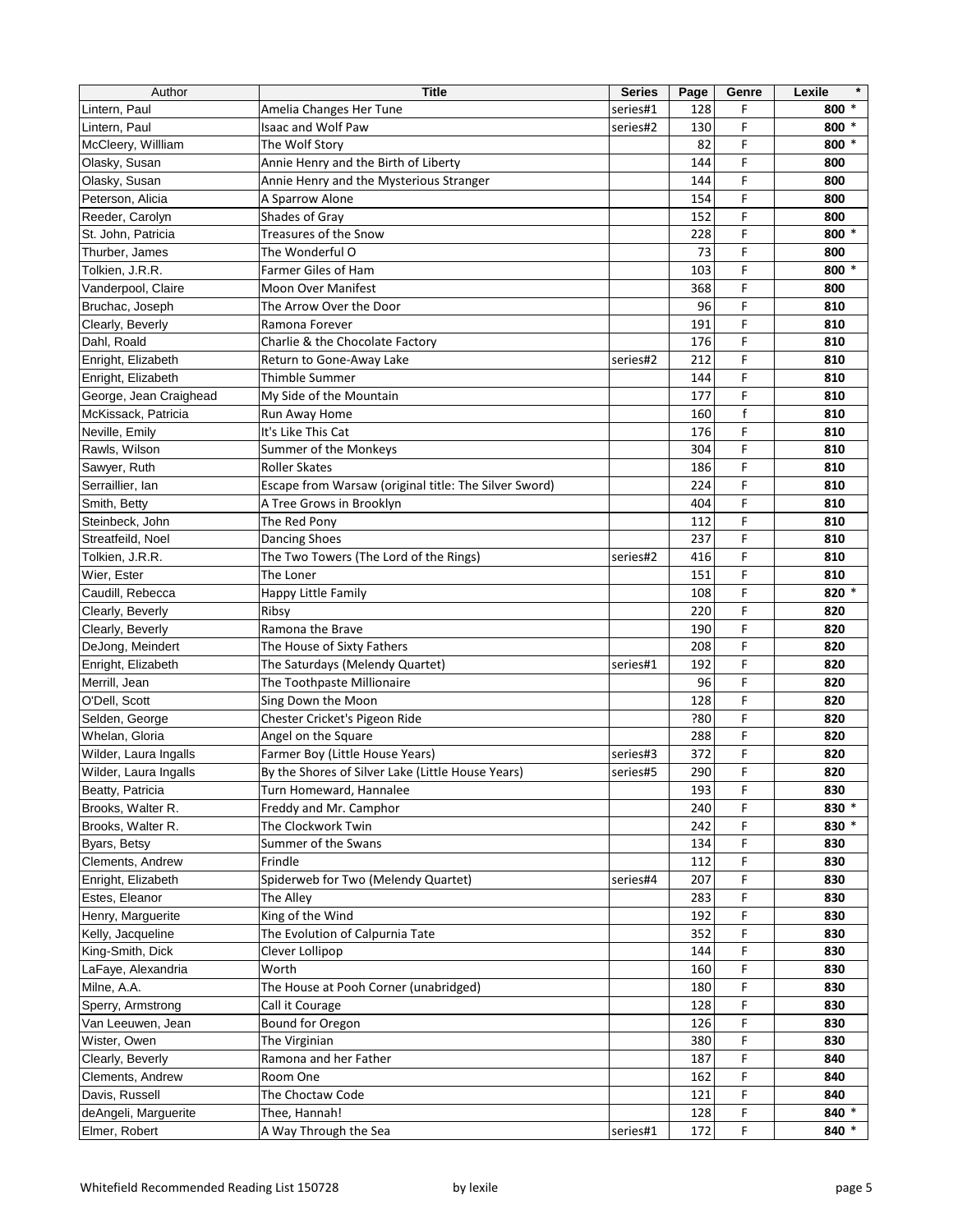| Author | Title | Series | Page | Genre | Lexile * |
|---|---|---|---|---|---|
| Lintern, Paul | Amelia Changes Her Tune | series#1 | 128 | F | 800 * |
| Lintern, Paul | Isaac and Wolf Paw | series#2 | 130 | F | 800 * |
| McCleery, Willliam | The Wolf Story | | 82 | F | 800 * |
| Olasky, Susan | Annie Henry and the Birth of Liberty | | 144 | F | 800 |
| Olasky, Susan | Annie Henry and the Mysterious Stranger | | 144 | F | 800 |
| Peterson, Alicia | A Sparrow Alone | | 154 | F | 800 |
| Reeder, Carolyn | Shades of Gray | | 152 | F | 800 |
| St. John, Patricia | Treasures of the Snow | | 228 | F | 800 * |
| Thurber, James | The Wonderful O | | 73 | F | 800 |
| Tolkien, J.R.R. | Farmer Giles of Ham | | 103 | F | 800 * |
| Vanderpool, Claire | Moon Over Manifest | | 368 | F | 800 |
| Bruchac, Joseph | The Arrow Over the Door | | 96 | F | 810 |
| Clearly, Beverly | Ramona Forever | | 191 | F | 810 |
| Dahl, Roald | Charlie & the Chocolate Factory | | 176 | F | 810 |
| Enright, Elizabeth | Return to Gone-Away Lake | series#2 | 212 | F | 810 |
| Enright, Elizabeth | Thimble Summer | | 144 | F | 810 |
| George, Jean Craighead | My Side of the Mountain | | 177 | F | 810 |
| McKissack, Patricia | Run Away Home | | 160 | f | 810 |
| Neville, Emily | It's Like This Cat | | 176 | F | 810 |
| Rawls, Wilson | Summer of the Monkeys | | 304 | F | 810 |
| Sawyer, Ruth | Roller Skates | | 186 | F | 810 |
| Serraillier, Ian | Escape from Warsaw (original title: The Silver Sword) | | 224 | F | 810 |
| Smith, Betty | A Tree Grows in Brooklyn | | 404 | F | 810 |
| Steinbeck, John | The Red Pony | | 112 | F | 810 |
| Streatfeild, Noel | Dancing Shoes | | 237 | F | 810 |
| Tolkien, J.R.R. | The Two Towers (The Lord of the Rings) | series#2 | 416 | F | 810 |
| Wier, Ester | The Loner | | 151 | F | 810 |
| Caudill, Rebecca | Happy Little Family | | 108 | F | 820 * |
| Clearly, Beverly | Ribsy | | 220 | F | 820 |
| Clearly, Beverly | Ramona the Brave | | 190 | F | 820 |
| DeJong, Meindert | The House of Sixty Fathers | | 208 | F | 820 |
| Enright, Elizabeth | The Saturdays (Melendy Quartet) | series#1 | 192 | F | 820 |
| Merrill, Jean | The Toothpaste Millionaire | | 96 | F | 820 |
| O'Dell, Scott | Sing Down the Moon | | 128 | F | 820 |
| Selden, George | Chester Cricket's Pigeon Ride | | ?80 | F | 820 |
| Whelan, Gloria | Angel on the Square | | 288 | F | 820 |
| Wilder, Laura Ingalls | Farmer Boy (Little House Years) | series#3 | 372 | F | 820 |
| Wilder, Laura Ingalls | By the Shores of Silver Lake (Little House Years) | series#5 | 290 | F | 820 |
| Beatty, Patricia | Turn Homeward, Hannalee | | 193 | F | 830 |
| Brooks, Walter R. | Freddy and Mr. Camphor | | 240 | F | 830 * |
| Brooks, Walter R. | The Clockwork Twin | | 242 | F | 830 * |
| Byars, Betsy | Summer of the Swans | | 134 | F | 830 |
| Clements, Andrew | Frindle | | 112 | F | 830 |
| Enright, Elizabeth | Spiderweb for Two (Melendy Quartet) | series#4 | 207 | F | 830 |
| Estes, Eleanor | The Alley | | 283 | F | 830 |
| Henry, Marguerite | King of the Wind | | 192 | F | 830 |
| Kelly, Jacqueline | The Evolution of Calpurnia Tate | | 352 | F | 830 |
| King-Smith, Dick | Clever Lollipop | | 144 | F | 830 |
| LaFaye, Alexandria | Worth | | 160 | F | 830 |
| Milne, A.A. | The House at Pooh Corner (unabridged) | | 180 | F | 830 |
| Sperry, Armstrong | Call it Courage | | 128 | F | 830 |
| Van Leeuwen, Jean | Bound for Oregon | | 126 | F | 830 |
| Wister, Owen | The Virginian | | 380 | F | 830 |
| Clearly, Beverly | Ramona and her Father | | 187 | F | 840 |
| Clements, Andrew | Room One | | 162 | F | 840 |
| Davis, Russell | The Choctaw Code | | 121 | F | 840 |
| deAngeli, Marguerite | Thee, Hannah! | | 128 | F | 840 * |
| Elmer, Robert | A Way Through the Sea | series#1 | 172 | F | 840 * |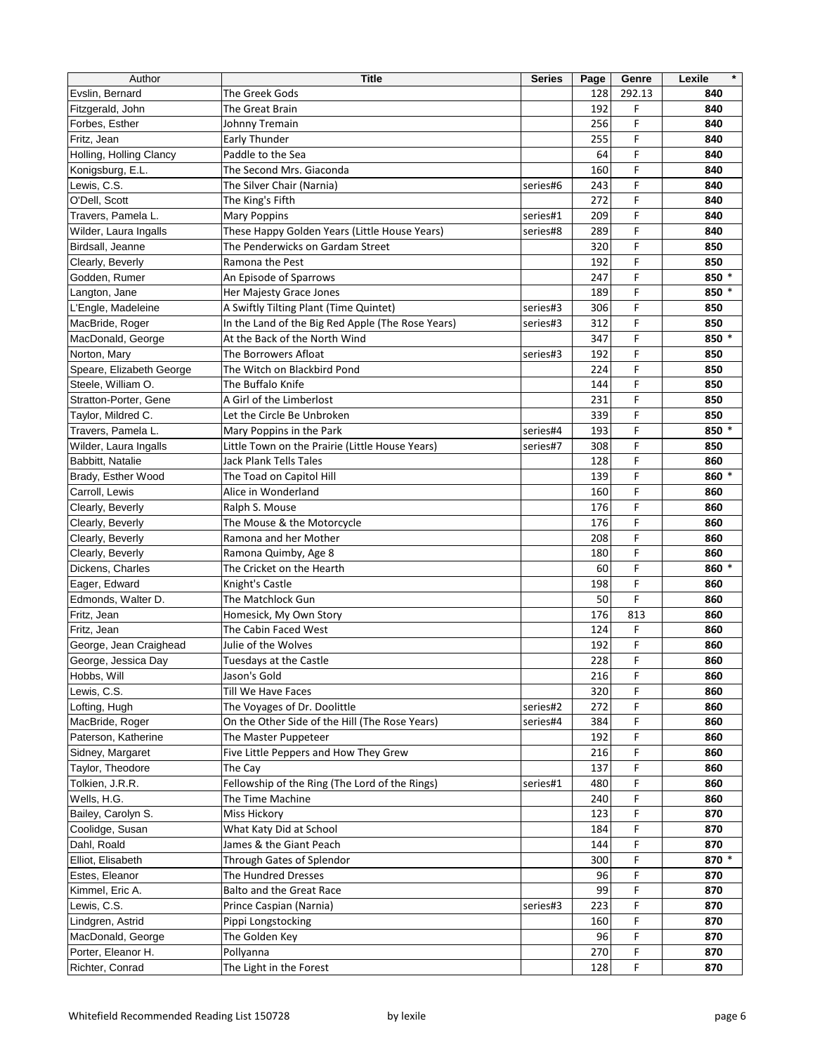| Author | Title | Series | Page | Genre | Lexile * |
|---|---|---|---|---|---|
| Evslin, Bernard | The Greek Gods | | 128 | 292.13 | 840 |
| Fitzgerald, John | The Great Brain | | 192 | F | 840 |
| Forbes, Esther | Johnny Tremain | | 256 | F | 840 |
| Fritz, Jean | Early Thunder | | 255 | F | 840 |
| Holling, Holling Clancy | Paddle to the Sea | | 64 | F | 840 |
| Konigsburg, E.L. | The Second Mrs. Giaconda | | 160 | F | 840 |
| Lewis, C.S. | The Silver Chair (Narnia) | series#6 | 243 | F | 840 |
| O'Dell, Scott | The King's Fifth | | 272 | F | 840 |
| Travers, Pamela L. | Mary Poppins | series#1 | 209 | F | 840 |
| Wilder, Laura Ingalls | These Happy Golden Years (Little House Years) | series#8 | 289 | F | 840 |
| Birdsall, Jeanne | The Penderwicks on Gardam Street | | 320 | F | 850 |
| Clearly, Beverly | Ramona the Pest | | 192 | F | 850 |
| Godden, Rumer | An Episode of Sparrows | | 247 | F | 850 * |
| Langton, Jane | Her Majesty Grace Jones | | 189 | F | 850 * |
| L'Engle, Madeleine | A Swiftly Tilting Plant (Time Quintet) | series#3 | 306 | F | 850 |
| MacBride, Roger | In the Land of the Big Red Apple (The Rose Years) | series#3 | 312 | F | 850 |
| MacDonald, George | At the Back of the North Wind | | 347 | F | 850 * |
| Norton, Mary | The Borrowers Afloat | series#3 | 192 | F | 850 |
| Speare, Elizabeth George | The Witch on Blackbird Pond | | 224 | F | 850 |
| Steele, William O. | The Buffalo Knife | | 144 | F | 850 |
| Stratton-Porter, Gene | A Girl of the Limberlost | | 231 | F | 850 |
| Taylor, Mildred C. | Let the Circle Be Unbroken | | 339 | F | 850 |
| Travers, Pamela L. | Mary Poppins in the Park | series#4 | 193 | F | 850 * |
| Wilder, Laura Ingalls | Little Town on the Prairie (Little House Years) | series#7 | 308 | F | 850 |
| Babbitt, Natalie | Jack Plank Tells Tales | | 128 | F | 860 |
| Brady, Esther Wood | The Toad on Capitol Hill | | 139 | F | 860 * |
| Carroll, Lewis | Alice in Wonderland | | 160 | F | 860 |
| Clearly, Beverly | Ralph S. Mouse | | 176 | F | 860 |
| Clearly, Beverly | The Mouse & the Motorcycle | | 176 | F | 860 |
| Clearly, Beverly | Ramona and her Mother | | 208 | F | 860 |
| Clearly, Beverly | Ramona Quimby, Age 8 | | 180 | F | 860 |
| Dickens, Charles | The Cricket on the Hearth | | 60 | F | 860 * |
| Eager, Edward | Knight's Castle | | 198 | F | 860 |
| Edmonds, Walter D. | The Matchlock Gun | | 50 | F | 860 |
| Fritz, Jean | Homesick, My Own Story | | 176 | 813 | 860 |
| Fritz, Jean | The Cabin Faced West | | 124 | F | 860 |
| George, Jean Craighead | Julie of the Wolves | | 192 | F | 860 |
| George, Jessica Day | Tuesdays at the Castle | | 228 | F | 860 |
| Hobbs, Will | Jason's Gold | | 216 | F | 860 |
| Lewis, C.S. | Till We Have Faces | | 320 | F | 860 |
| Lofting, Hugh | The Voyages of Dr. Doolittle | series#2 | 272 | F | 860 |
| MacBride, Roger | On the Other Side of the Hill (The Rose Years) | series#4 | 384 | F | 860 |
| Paterson, Katherine | The Master Puppeteer | | 192 | F | 860 |
| Sidney, Margaret | Five Little Peppers and How They Grew | | 216 | F | 860 |
| Taylor, Theodore | The Cay | | 137 | F | 860 |
| Tolkien, J.R.R. | Fellowship of the Ring (The Lord of the Rings) | series#1 | 480 | F | 860 |
| Wells, H.G. | The Time Machine | | 240 | F | 860 |
| Bailey, Carolyn S. | Miss Hickory | | 123 | F | 870 |
| Coolidge, Susan | What Katy Did at School | | 184 | F | 870 |
| Dahl, Roald | James & the Giant Peach | | 144 | F | 870 |
| Elliot, Elisabeth | Through Gates of Splendor | | 300 | F | 870 * |
| Estes, Eleanor | The Hundred Dresses | | 96 | F | 870 |
| Kimmel, Eric A. | Balto and the Great Race | | 99 | F | 870 |
| Lewis, C.S. | Prince Caspian (Narnia) | series#3 | 223 | F | 870 |
| Lindgren, Astrid | Pippi Longstocking | | 160 | F | 870 |
| MacDonald, George | The Golden Key | | 96 | F | 870 |
| Porter, Eleanor H. | Pollyanna | | 270 | F | 870 |
| Richter, Conrad | The Light in the Forest | | 128 | F | 870 |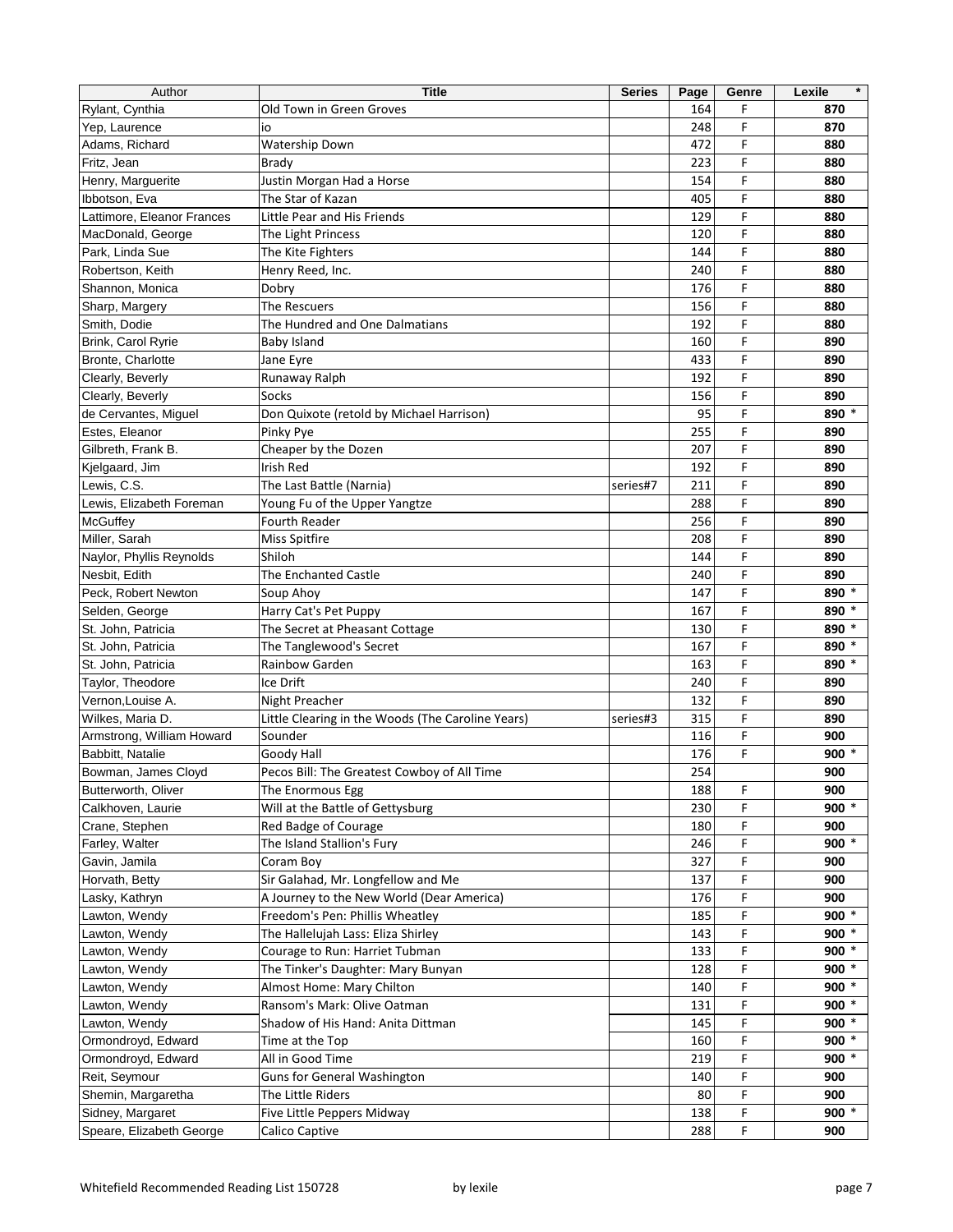| Author | Title | Series | Page | Genre | Lexile * |
|---|---|---|---|---|---|
| Rylant, Cynthia | Old Town in Green Groves | | 164 | F | 870 |
| Yep, Laurence | io | | 248 | F | 870 |
| Adams, Richard | Watership Down | | 472 | F | 880 |
| Fritz, Jean | Brady | | 223 | F | 880 |
| Henry, Marguerite | Justin Morgan Had a Horse | | 154 | F | 880 |
| Ibbotson, Eva | The Star of Kazan | | 405 | F | 880 |
| Lattimore, Eleanor Frances | Little Pear and His Friends | | 129 | F | 880 |
| MacDonald, George | The Light Princess | | 120 | F | 880 |
| Park, Linda Sue | The Kite Fighters | | 144 | F | 880 |
| Robertson, Keith | Henry Reed, Inc. | | 240 | F | 880 |
| Shannon, Monica | Dobry | | 176 | F | 880 |
| Sharp, Margery | The Rescuers | | 156 | F | 880 |
| Smith, Dodie | The Hundred and One Dalmatians | | 192 | F | 880 |
| Brink, Carol Ryrie | Baby Island | | 160 | F | 890 |
| Bronte, Charlotte | Jane Eyre | | 433 | F | 890 |
| Clearly, Beverly | Runaway Ralph | | 192 | F | 890 |
| Clearly, Beverly | Socks | | 156 | F | 890 |
| de Cervantes, Miguel | Don Quixote (retold by Michael Harrison) | | 95 | F | 890 * |
| Estes, Eleanor | Pinky Pye | | 255 | F | 890 |
| Gilbreth, Frank B. | Cheaper by the Dozen | | 207 | F | 890 |
| Kjelgaard, Jim | Irish Red | | 192 | F | 890 |
| Lewis, C.S. | The Last Battle (Narnia) | series#7 | 211 | F | 890 |
| Lewis, Elizabeth Foreman | Young Fu of the Upper Yangtze | | 288 | F | 890 |
| McGuffey | Fourth Reader | | 256 | F | 890 |
| Miller, Sarah | Miss Spitfire | | 208 | F | 890 |
| Naylor, Phyllis Reynolds | Shiloh | | 144 | F | 890 |
| Nesbit, Edith | The Enchanted Castle | | 240 | F | 890 |
| Peck, Robert Newton | Soup Ahoy | | 147 | F | 890 * |
| Selden, George | Harry Cat's Pet Puppy | | 167 | F | 890 * |
| St. John, Patricia | The Secret at Pheasant Cottage | | 130 | F | 890 * |
| St. John, Patricia | The Tanglewood's Secret | | 167 | F | 890 * |
| St. John, Patricia | Rainbow Garden | | 163 | F | 890 * |
| Taylor, Theodore | Ice Drift | | 240 | F | 890 |
| Vernon,Louise A. | Night Preacher | | 132 | F | 890 |
| Wilkes, Maria D. | Little Clearing in the Woods (The Caroline Years) | series#3 | 315 | F | 890 |
| Armstrong, William Howard | Sounder | | 116 | F | 900 |
| Babbitt, Natalie | Goody Hall | | 176 | F | 900 * |
| Bowman, James Cloyd | Pecos Bill: The Greatest Cowboy of All Time | | 254 | | 900 |
| Butterworth, Oliver | The Enormous Egg | | 188 | F | 900 |
| Calkhoven, Laurie | Will at the Battle of Gettysburg | | 230 | F | 900 * |
| Crane, Stephen | Red Badge of Courage | | 180 | F | 900 |
| Farley, Walter | The Island Stallion's Fury | | 246 | F | 900 * |
| Gavin, Jamila | Coram Boy | | 327 | F | 900 |
| Horvath, Betty | Sir Galahad, Mr. Longfellow and Me | | 137 | F | 900 |
| Lasky, Kathryn | A Journey to the New World (Dear America) | | 176 | F | 900 |
| Lawton, Wendy | Freedom's Pen: Phillis Wheatley | | 185 | F | 900 * |
| Lawton, Wendy | The Hallelujah Lass: Eliza Shirley | | 143 | F | 900 * |
| Lawton, Wendy | Courage to Run: Harriet Tubman | | 133 | F | 900 * |
| Lawton, Wendy | The Tinker's Daughter: Mary Bunyan | | 128 | F | 900 * |
| Lawton, Wendy | Almost Home: Mary Chilton | | 140 | F | 900 * |
| Lawton, Wendy | Ransom's Mark: Olive Oatman | | 131 | F | 900 * |
| Lawton, Wendy | Shadow of His Hand: Anita Dittman | | 145 | F | 900 * |
| Ormondroyd, Edward | Time at the Top | | 160 | F | 900 * |
| Ormondroyd, Edward | All in Good Time | | 219 | F | 900 * |
| Reit, Seymour | Guns for General Washington | | 140 | F | 900 |
| Shemin, Margaretha | The Little Riders | | 80 | F | 900 |
| Sidney, Margaret | Five Little Peppers Midway | | 138 | F | 900 * |
| Speare, Elizabeth George | Calico Captive | | 288 | F | 900 |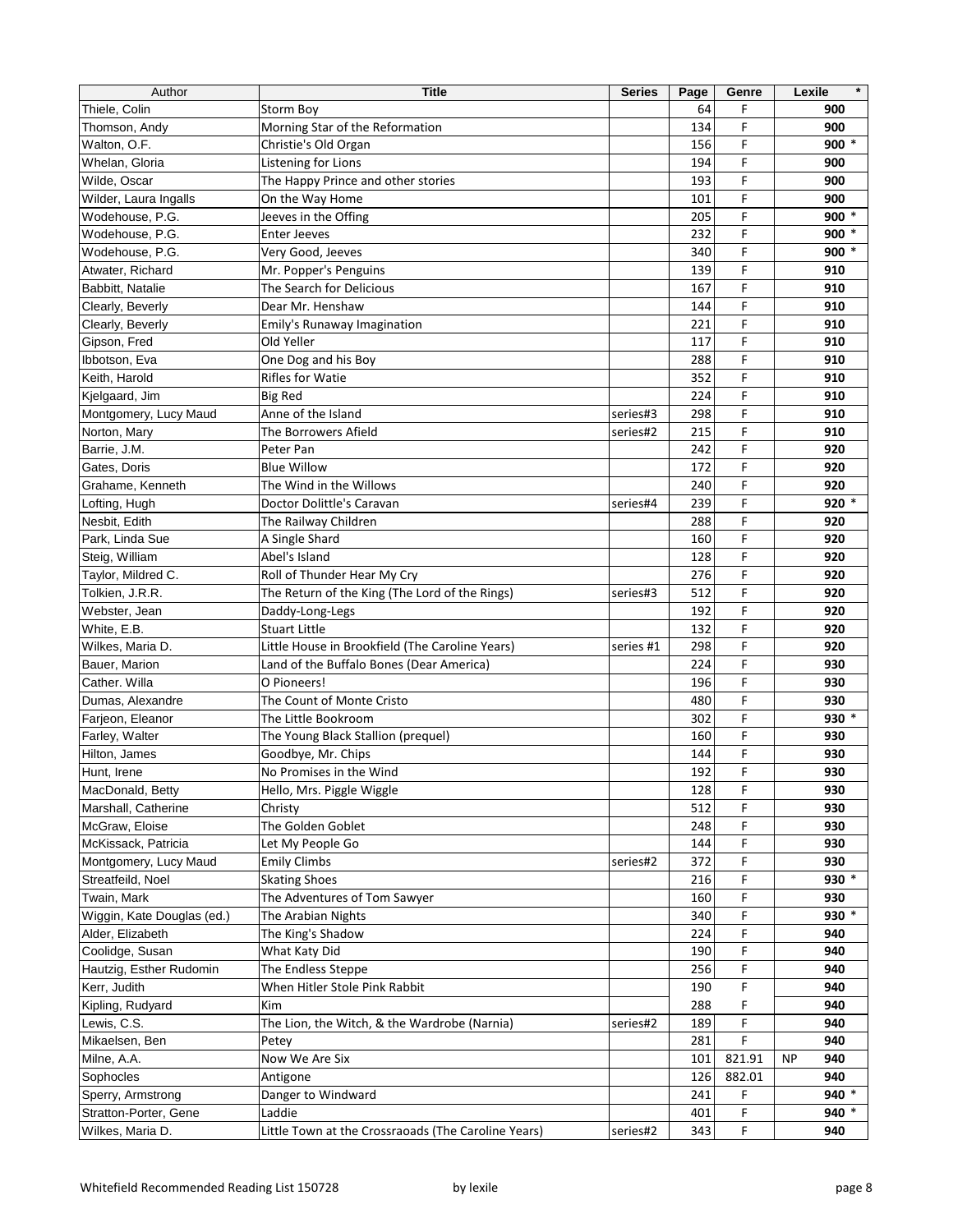| Author | Title | Series | Page | Genre | Lexile | * |
|---|---|---|---|---|---|---|
| Thiele, Colin | Storm Boy | | 64 | F | 900 | |
| Thomson, Andy | Morning Star of the Reformation | | 134 | F | 900 | |
| Walton, O.F. | Christie's Old Organ | | 156 | F | 900 | * |
| Whelan, Gloria | Listening for Lions | | 194 | F | 900 | |
| Wilde, Oscar | The Happy Prince and other stories | | 193 | F | 900 | |
| Wilder, Laura Ingalls | On the Way Home | | 101 | F | 900 | |
| Wodehouse, P.G. | Jeeves in the Offing | | 205 | F | 900 | * |
| Wodehouse, P.G. | Enter Jeeves | | 232 | F | 900 | * |
| Wodehouse, P.G. | Very Good, Jeeves | | 340 | F | 900 | * |
| Atwater, Richard | Mr. Popper's Penguins | | 139 | F | 910 | |
| Babbitt, Natalie | The Search for Delicious | | 167 | F | 910 | |
| Clearly, Beverly | Dear Mr. Henshaw | | 144 | F | 910 | |
| Clearly, Beverly | Emily's Runaway Imagination | | 221 | F | 910 | |
| Gipson, Fred | Old Yeller | | 117 | F | 910 | |
| Ibbotson, Eva | One Dog and his Boy | | 288 | F | 910 | |
| Keith, Harold | Rifles for Watie | | 352 | F | 910 | |
| Kjelgaard, Jim | Big Red | | 224 | F | 910 | |
| Montgomery, Lucy Maud | Anne of the Island | series#3 | 298 | F | 910 | |
| Norton, Mary | The Borrowers Afield | series#2 | 215 | F | 910 | |
| Barrie, J.M. | Peter Pan | | 242 | F | 920 | |
| Gates, Doris | Blue Willow | | 172 | F | 920 | |
| Grahame, Kenneth | The Wind in the Willows | | 240 | F | 920 | |
| Lofting, Hugh | Doctor Dolittle's Caravan | series#4 | 239 | F | 920 | * |
| Nesbit, Edith | The Railway Children | | 288 | F | 920 | |
| Park, Linda Sue | A Single Shard | | 160 | F | 920 | |
| Steig, William | Abel's Island | | 128 | F | 920 | |
| Taylor, Mildred C. | Roll of Thunder Hear My Cry | | 276 | F | 920 | |
| Tolkien, J.R.R. | The Return of the King (The Lord of the Rings) | series#3 | 512 | F | 920 | |
| Webster, Jean | Daddy-Long-Legs | | 192 | F | 920 | |
| White, E.B. | Stuart Little | | 132 | F | 920 | |
| Wilkes, Maria D. | Little House in Brookfield (The Caroline Years) | series #1 | 298 | F | 920 | |
| Bauer, Marion | Land of the Buffalo Bones (Dear America) | | 224 | F | 930 | |
| Cather. Willa | O Pioneers! | | 196 | F | 930 | |
| Dumas, Alexandre | The Count of Monte Cristo | | 480 | F | 930 | |
| Farjeon, Eleanor | The Little Bookroom | | 302 | F | 930 | * |
| Farley, Walter | The Young Black Stallion (prequel) | | 160 | F | 930 | |
| Hilton, James | Goodbye, Mr. Chips | | 144 | F | 930 | |
| Hunt, Irene | No Promises in the Wind | | 192 | F | 930 | |
| MacDonald, Betty | Hello, Mrs. Piggle Wiggle | | 128 | F | 930 | |
| Marshall, Catherine | Christy | | 512 | F | 930 | |
| McGraw, Eloise | The Golden Goblet | | 248 | F | 930 | |
| McKissack, Patricia | Let My People Go | | 144 | F | 930 | |
| Montgomery, Lucy Maud | Emily Climbs | series#2 | 372 | F | 930 | |
| Streatfeild, Noel | Skating Shoes | | 216 | F | 930 | * |
| Twain, Mark | The Adventures of Tom Sawyer | | 160 | F | 930 | |
| Wiggin, Kate Douglas (ed.) | The Arabian Nights | | 340 | F | 930 | * |
| Alder, Elizabeth | The King's Shadow | | 224 | F | 940 | |
| Coolidge, Susan | What Katy Did | | 190 | F | 940 | |
| Hautzig, Esther Rudomin | The Endless Steppe | | 256 | F | 940 | |
| Kerr, Judith | When Hitler Stole Pink Rabbit | | 190 | F | 940 | |
| Kipling, Rudyard | Kim | | 288 | F | 940 | |
| Lewis, C.S. | The Lion, the Witch, & the Wardrobe (Narnia) | series#2 | 189 | F | 940 | |
| Mikaelsen, Ben | Petey | | 281 | F | 940 | |
| Milne, A.A. | Now We Are Six | | 101 | 821.91 | NP 940 | |
| Sophocles | Antigone | | 126 | 882.01 | 940 | |
| Sperry, Armstrong | Danger to Windward | | 241 | F | 940 | * |
| Stratton-Porter, Gene | Laddie | | 401 | F | 940 | * |
| Wilkes, Maria D. | Little Town at the Crossraoads (The Caroline Years) | series#2 | 343 | F | 940 | |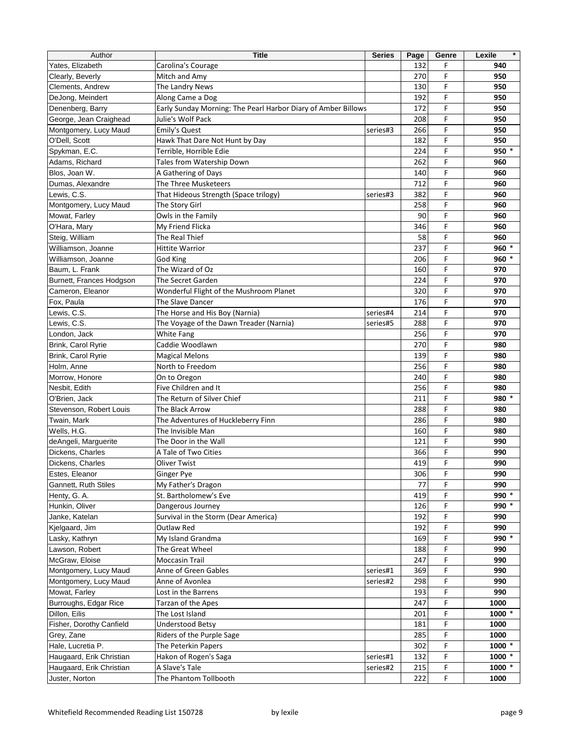| Author | Title | Series | Page | Genre | Lexile * |
|---|---|---|---|---|---|
| Yates, Elizabeth | Carolina's Courage | | 132 | F | 940 |
| Clearly, Beverly | Mitch and Amy | | 270 | F | 950 |
| Clements, Andrew | The Landry News | | 130 | F | 950 |
| DeJong, Meindert | Along Came a Dog | | 192 | F | 950 |
| Denenberg, Barry | Early Sunday Morning: The Pearl Harbor Diary of Amber Billows | | 172 | F | 950 |
| George, Jean Craighead | Julie's Wolf Pack | | 208 | F | 950 |
| Montgomery, Lucy Maud | Emily's Quest | series#3 | 266 | F | 950 |
| O'Dell, Scott | Hawk That Dare Not Hunt by Day | | 182 | F | 950 |
| Spykman, E.C. | Terrible, Horrible Edie | | 224 | F | 950 * |
| Adams, Richard | Tales from Watership Down | | 262 | F | 960 |
| Blos, Joan W. | A Gathering of Days | | 140 | F | 960 |
| Dumas, Alexandre | The Three Musketeers | | 712 | F | 960 |
| Lewis, C.S. | That Hideous Strength (Space trilogy) | series#3 | 382 | F | 960 |
| Montgomery, Lucy Maud | The Story Girl | | 258 | F | 960 |
| Mowat, Farley | Owls in the Family | | 90 | F | 960 |
| O'Hara, Mary | My Friend Flicka | | 346 | F | 960 |
| Steig, William | The Real Thief | | 58 | F | 960 |
| Williamson, Joanne | Hittite Warrior | | 237 | F | 960 * |
| Williamson, Joanne | God King | | 206 | F | 960 * |
| Baum, L. Frank | The Wizard of Oz | | 160 | F | 970 |
| Burnett, Frances Hodgson | The Secret Garden | | 224 | F | 970 |
| Cameron, Eleanor | Wonderful Flight of the Mushroom Planet | | 320 | F | 970 |
| Fox, Paula | The Slave Dancer | | 176 | F | 970 |
| Lewis, C.S. | The Horse and His Boy (Narnia) | series#4 | 214 | F | 970 |
| Lewis, C.S. | The Voyage of the Dawn Treader (Narnia) | series#5 | 288 | F | 970 |
| London, Jack | White Fang | | 256 | F | 970 |
| Brink, Carol Ryrie | Caddie Woodlawn | | 270 | F | 980 |
| Brink, Carol Ryrie | Magical Melons | | 139 | F | 980 |
| Holm, Anne | North to Freedom | | 256 | F | 980 |
| Morrow, Honore | On to Oregon | | 240 | F | 980 |
| Nesbit, Edith | Five Children and It | | 256 | F | 980 |
| O'Brien, Jack | The Return of Silver Chief | | 211 | F | 980 * |
| Stevenson, Robert Louis | The Black Arrow | | 288 | F | 980 |
| Twain, Mark | The Adventures of Huckleberry Finn | | 286 | F | 980 |
| Wells, H.G. | The Invisible Man | | 160 | F | 980 |
| deAngeli, Marguerite | The Door in the Wall | | 121 | F | 990 |
| Dickens, Charles | A Tale of Two Cities | | 366 | F | 990 |
| Dickens, Charles | Oliver Twist | | 419 | F | 990 |
| Estes, Eleanor | Ginger Pye | | 306 | F | 990 |
| Gannett, Ruth Stiles | My Father's Dragon | | 77 | F | 990 |
| Henty, G. A. | St. Bartholomew's Eve | | 419 | F | 990 * |
| Hunkin, Oliver | Dangerous Journey | | 126 | F | 990 * |
| Janke, Katelan | Survival in the Storm (Dear America) | | 192 | F | 990 |
| Kjelgaard, Jim | Outlaw Red | | 192 | F | 990 |
| Lasky, Kathryn | My Island Grandma | | 169 | F | 990 * |
| Lawson, Robert | The Great Wheel | | 188 | F | 990 |
| McGraw, Eloise | Moccasin Trail | | 247 | F | 990 |
| Montgomery, Lucy Maud | Anne of Green Gables | series#1 | 369 | F | 990 |
| Montgomery, Lucy Maud | Anne of Avonlea | series#2 | 298 | F | 990 |
| Mowat, Farley | Lost in the Barrens | | 193 | F | 990 |
| Burroughs, Edgar Rice | Tarzan of the Apes | | 247 | F | 1000 |
| Dillon, Eilis | The Lost Island | | 201 | F | 1000 * |
| Fisher, Dorothy Canfield | Understood Betsy | | 181 | F | 1000 |
| Grey, Zane | Riders of the Purple Sage | | 285 | F | 1000 |
| Hale, Lucretia P. | The Peterkin Papers | | 302 | F | 1000 * |
| Haugaard, Erik Christian | Hakon of Rogen's Saga | series#1 | 132 | F | 1000 * |
| Haugaard, Erik Christian | A Slave's Tale | series#2 | 215 | F | 1000 * |
| Juster, Norton | The Phantom Tollbooth | | 222 | F | 1000 |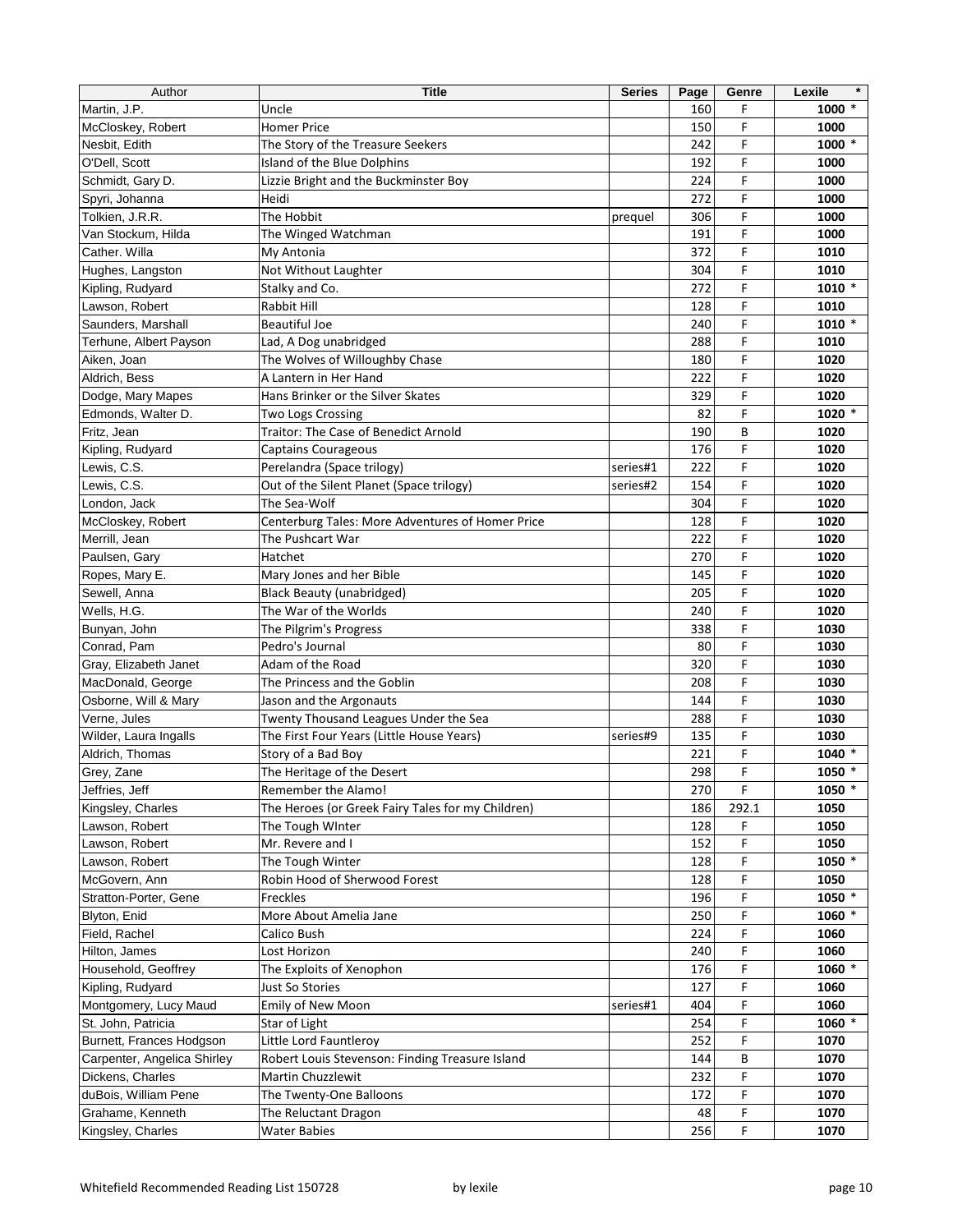| Author | Title | Series | Page | Genre | Lexile * |
|---|---|---|---|---|---|
| Martin, J.P. | Uncle | | 160 | F | 1000 * |
| McCloskey, Robert | Homer Price | | 150 | F | 1000 |
| Nesbit, Edith | The Story of the Treasure Seekers | | 242 | F | 1000 * |
| O'Dell, Scott | Island of the Blue Dolphins | | 192 | F | 1000 |
| Schmidt, Gary D. | Lizzie Bright and the Buckminster Boy | | 224 | F | 1000 |
| Spyri, Johanna | Heidi | | 272 | F | 1000 |
| Tolkien, J.R.R. | The Hobbit | prequel | 306 | F | 1000 |
| Van Stockum, Hilda | The Winged Watchman | | 191 | F | 1000 |
| Cather. Willa | My Antonia | | 372 | F | 1010 |
| Hughes, Langston | Not Without Laughter | | 304 | F | 1010 |
| Kipling, Rudyard | Stalky and Co. | | 272 | F | 1010 * |
| Lawson, Robert | Rabbit Hill | | 128 | F | 1010 |
| Saunders, Marshall | Beautiful Joe | | 240 | F | 1010 * |
| Terhune, Albert Payson | Lad, A Dog unabridged | | 288 | F | 1010 |
| Aiken, Joan | The Wolves of Willoughby Chase | | 180 | F | 1020 |
| Aldrich, Bess | A Lantern in Her Hand | | 222 | F | 1020 |
| Dodge, Mary Mapes | Hans Brinker or the Silver Skates | | 329 | F | 1020 |
| Edmonds, Walter D. | Two Logs Crossing | | 82 | F | 1020 * |
| Fritz, Jean | Traitor: The Case of Benedict Arnold | | 190 | B | 1020 |
| Kipling, Rudyard | Captains Courageous | | 176 | F | 1020 |
| Lewis, C.S. | Perelandra (Space trilogy) | series#1 | 222 | F | 1020 |
| Lewis, C.S. | Out of the Silent Planet (Space trilogy) | series#2 | 154 | F | 1020 |
| London, Jack | The Sea-Wolf | | 304 | F | 1020 |
| McCloskey, Robert | Centerburg Tales: More Adventures of Homer Price | | 128 | F | 1020 |
| Merrill, Jean | The Pushcart War | | 222 | F | 1020 |
| Paulsen, Gary | Hatchet | | 270 | F | 1020 |
| Ropes, Mary E. | Mary Jones and her Bible | | 145 | F | 1020 |
| Sewell, Anna | Black Beauty (unabridged) | | 205 | F | 1020 |
| Wells, H.G. | The War of the Worlds | | 240 | F | 1020 |
| Bunyan, John | The Pilgrim's Progress | | 338 | F | 1030 |
| Conrad, Pam | Pedro's Journal | | 80 | F | 1030 |
| Gray, Elizabeth Janet | Adam of the Road | | 320 | F | 1030 |
| MacDonald, George | The Princess and the Goblin | | 208 | F | 1030 |
| Osborne, Will & Mary | Jason and the Argonauts | | 144 | F | 1030 |
| Verne, Jules | Twenty Thousand Leagues Under the Sea | | 288 | F | 1030 |
| Wilder, Laura Ingalls | The First Four Years (Little House Years) | series#9 | 135 | F | 1030 |
| Aldrich, Thomas | Story of a Bad Boy | | 221 | F | 1040 * |
| Grey, Zane | The Heritage of the Desert | | 298 | F | 1050 * |
| Jeffries, Jeff | Remember the Alamo! | | 270 | F | 1050 * |
| Kingsley, Charles | The Heroes (or Greek Fairy Tales for my Children) | | 186 | 292.1 | 1050 |
| Lawson, Robert | The Tough WInter | | 128 | F | 1050 |
| Lawson, Robert | Mr. Revere and I | | 152 | F | 1050 |
| Lawson, Robert | The Tough Winter | | 128 | F | 1050 * |
| McGovern, Ann | Robin Hood of Sherwood Forest | | 128 | F | 1050 |
| Stratton-Porter, Gene | Freckles | | 196 | F | 1050 * |
| Blyton, Enid | More About Amelia Jane | | 250 | F | 1060 * |
| Field, Rachel | Calico Bush | | 224 | F | 1060 |
| Hilton, James | Lost Horizon | | 240 | F | 1060 |
| Household, Geoffrey | The Exploits of Xenophon | | 176 | F | 1060 * |
| Kipling, Rudyard | Just So Stories | | 127 | F | 1060 |
| Montgomery, Lucy Maud | Emily of New Moon | series#1 | 404 | F | 1060 |
| St. John, Patricia | Star of Light | | 254 | F | 1060 * |
| Burnett, Frances Hodgson | Little Lord Fauntleroy | | 252 | F | 1070 |
| Carpenter, Angelica Shirley | Robert Louis Stevenson: Finding Treasure Island | | 144 | B | 1070 |
| Dickens, Charles | Martin Chuzzlewit | | 232 | F | 1070 |
| duBois, William Pene | The Twenty-One Balloons | | 172 | F | 1070 |
| Grahame, Kenneth | The Reluctant Dragon | | 48 | F | 1070 |
| Kingsley, Charles | Water Babies | | 256 | F | 1070 |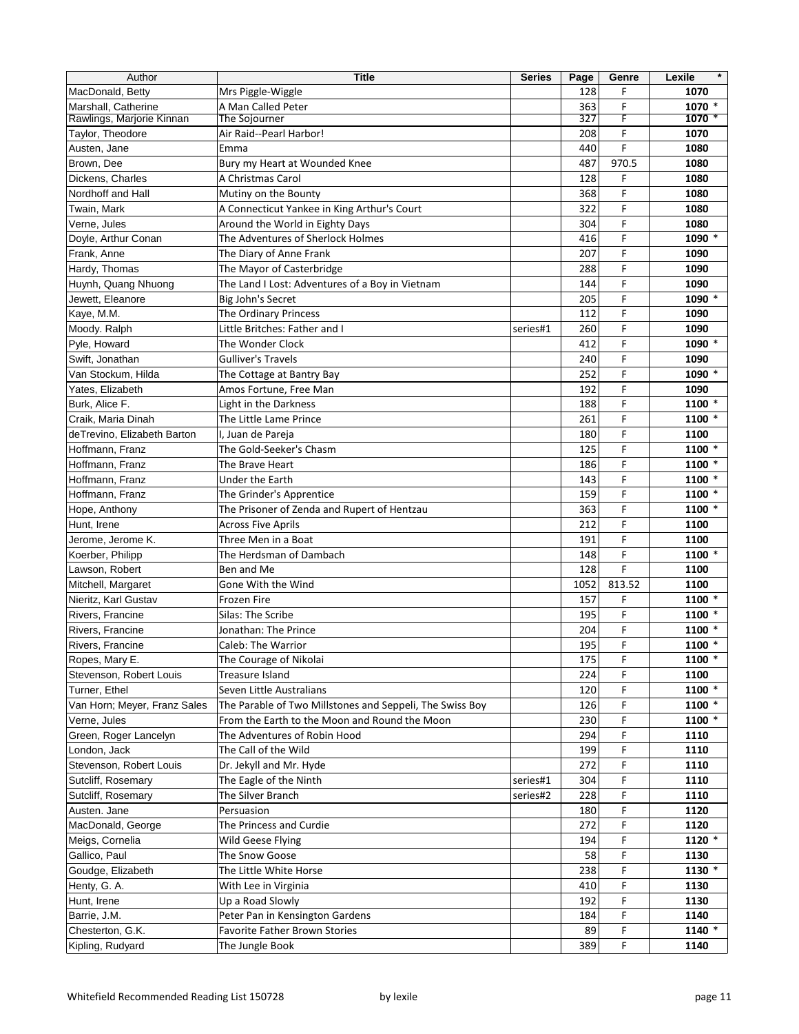| Author | Title | Series | Page | Genre | Lexile * |
|---|---|---|---|---|---|
| MacDonald, Betty | Mrs Piggle-Wiggle | | 128 | F | 1070 |
| Marshall, Catherine | A Man Called Peter | | 363 | F | 1070 * |
| Rawlings, Marjorie Kinnan | The Sojourner | | 327 | F | 1070 * |
| Taylor, Theodore | Air Raid--Pearl Harbor! | | 208 | F | 1070 |
| Austen, Jane | Emma | | 440 | F | 1080 |
| Brown, Dee | Bury my Heart at Wounded Knee | | 487 | 970.5 | 1080 |
| Dickens, Charles | A Christmas Carol | | 128 | F | 1080 |
| Nordhoff and Hall | Mutiny on the Bounty | | 368 | F | 1080 |
| Twain, Mark | A Connecticut Yankee in King Arthur's Court | | 322 | F | 1080 |
| Verne, Jules | Around the World in Eighty Days | | 304 | F | 1080 |
| Doyle, Arthur Conan | The Adventures of Sherlock Holmes | | 416 | F | 1090 * |
| Frank, Anne | The Diary of Anne Frank | | 207 | F | 1090 |
| Hardy, Thomas | The Mayor of Casterbridge | | 288 | F | 1090 |
| Huynh, Quang Nhuong | The Land I Lost: Adventures of a Boy in Vietnam | | 144 | F | 1090 |
| Jewett, Eleanore | Big John's Secret | | 205 | F | 1090 * |
| Kaye, M.M. | The Ordinary Princess | | 112 | F | 1090 |
| Moody. Ralph | Little Britches: Father and I | series#1 | 260 | F | 1090 |
| Pyle, Howard | The Wonder Clock | | 412 | F | 1090 * |
| Swift, Jonathan | Gulliver's Travels | | 240 | F | 1090 |
| Van Stockum, Hilda | The Cottage at Bantry Bay | | 252 | F | 1090 * |
| Yates, Elizabeth | Amos Fortune, Free Man | | 192 | F | 1090 |
| Burk, Alice F. | Light in the Darkness | | 188 | F | 1100 * |
| Craik, Maria Dinah | The Little Lame Prince | | 261 | F | 1100 * |
| deTrevino, Elizabeth Barton | I, Juan de Pareja | | 180 | F | 1100 |
| Hoffmann, Franz | The Gold-Seeker's Chasm | | 125 | F | 1100 * |
| Hoffmann, Franz | The Brave Heart | | 186 | F | 1100 * |
| Hoffmann, Franz | Under the Earth | | 143 | F | 1100 * |
| Hoffmann, Franz | The Grinder's Apprentice | | 159 | F | 1100 * |
| Hope, Anthony | The Prisoner of Zenda and Rupert of Hentzau | | 363 | F | 1100 * |
| Hunt, Irene | Across Five Aprils | | 212 | F | 1100 |
| Jerome, Jerome K. | Three Men in a Boat | | 191 | F | 1100 |
| Koerber, Philipp | The Herdsman of Dambach | | 148 | F | 1100 * |
| Lawson, Robert | Ben and Me | | 128 | F | 1100 |
| Mitchell, Margaret | Gone With the Wind | | 1052 | 813.52 | 1100 |
| Nieritz, Karl Gustav | Frozen Fire | | 157 | F | 1100 * |
| Rivers, Francine | Silas: The Scribe | | 195 | F | 1100 * |
| Rivers, Francine | Jonathan: The Prince | | 204 | F | 1100 * |
| Rivers, Francine | Caleb: The Warrior | | 195 | F | 1100 * |
| Ropes, Mary E. | The Courage of Nikolai | | 175 | F | 1100 * |
| Stevenson, Robert Louis | Treasure Island | | 224 | F | 1100 |
| Turner, Ethel | Seven Little Australians | | 120 | F | 1100 * |
| Van Horn; Meyer, Franz Sales | The Parable of Two Millstones and Seppeli, The Swiss Boy | | 126 | F | 1100 * |
| Verne, Jules | From the Earth to the Moon and Round the Moon | | 230 | F | 1100 * |
| Green, Roger Lancelyn | The Adventures of Robin Hood | | 294 | F | 1110 |
| London, Jack | The Call of the Wild | | 199 | F | 1110 |
| Stevenson, Robert Louis | Dr. Jekyll and Mr. Hyde | | 272 | F | 1110 |
| Sutcliff, Rosemary | The Eagle of the Ninth | series#1 | 304 | F | 1110 |
| Sutcliff, Rosemary | The Silver Branch | series#2 | 228 | F | 1110 |
| Austen. Jane | Persuasion | | 180 | F | 1120 |
| MacDonald, George | The Princess and Curdie | | 272 | F | 1120 |
| Meigs, Cornelia | Wild Geese Flying | | 194 | F | 1120 * |
| Gallico, Paul | The Snow Goose | | 58 | F | 1130 |
| Goudge, Elizabeth | The Little White Horse | | 238 | F | 1130 * |
| Henty, G. A. | With Lee in Virginia | | 410 | F | 1130 |
| Hunt, Irene | Up a Road Slowly | | 192 | F | 1130 |
| Barrie, J.M. | Peter Pan in Kensington Gardens | | 184 | F | 1140 |
| Chesterton, G.K. | Favorite Father Brown Stories | | 89 | F | 1140 * |
| Kipling, Rudyard | The Jungle Book | | 389 | F | 1140 |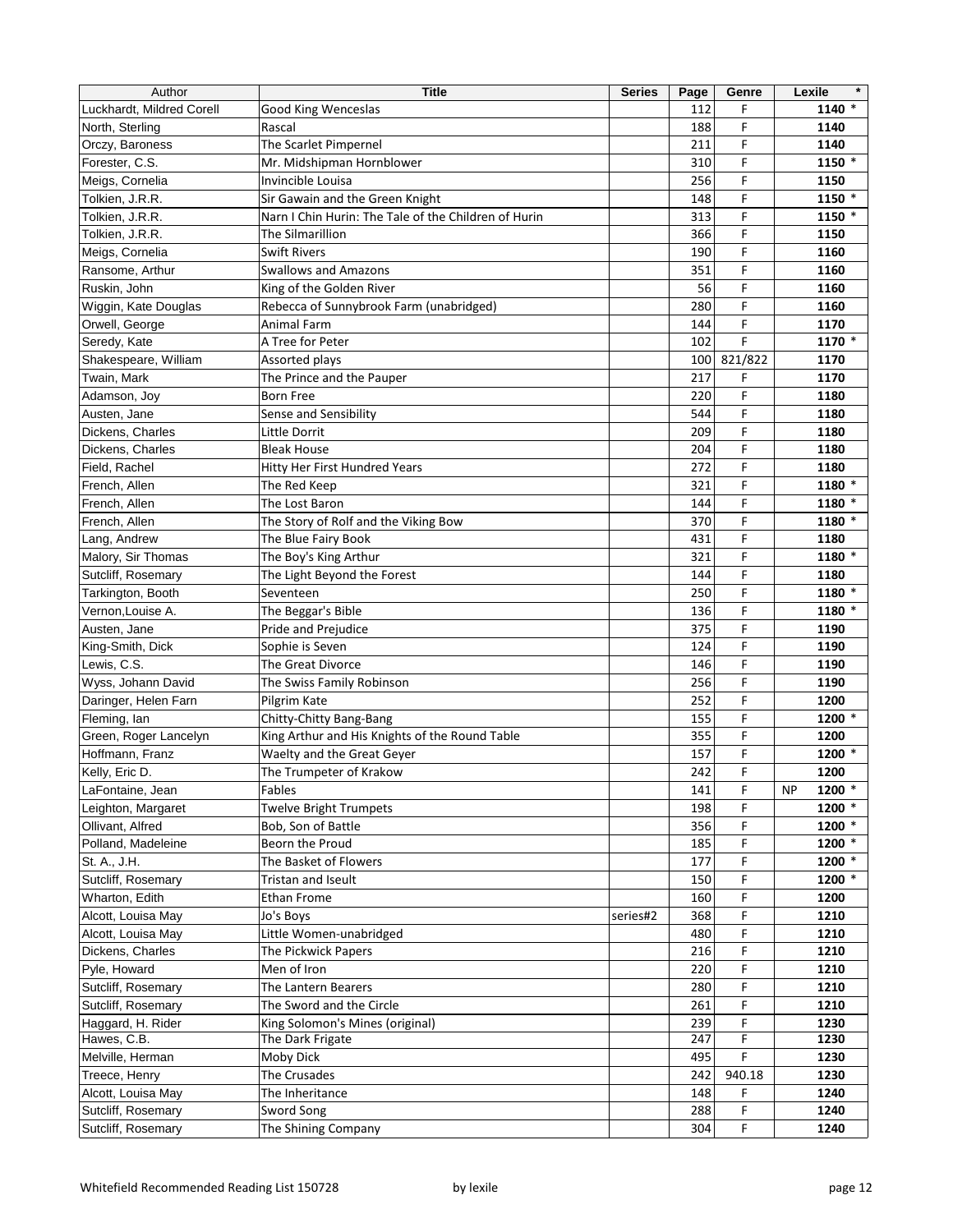| Author | Title | Series | Page | Genre | Lexile * |
|---|---|---|---|---|---|
| Luckhardt, Mildred Corell | Good King Wenceslas | | 112 | F | 1140 * |
| North, Sterling | Rascal | | 188 | F | 1140 |
| Orczy, Baroness | The Scarlet Pimpernel | | 211 | F | 1140 |
| Forester, C.S. | Mr. Midshipman Hornblower | | 310 | F | 1150 * |
| Meigs, Cornelia | Invincible Louisa | | 256 | F | 1150 |
| Tolkien, J.R.R. | Sir Gawain and the Green Knight | | 148 | F | 1150 * |
| Tolkien, J.R.R. | Narn I Chin Hurin: The Tale of the Children of Hurin | | 313 | F | 1150 * |
| Tolkien, J.R.R. | The Silmarillion | | 366 | F | 1150 |
| Meigs, Cornelia | Swift Rivers | | 190 | F | 1160 |
| Ransome, Arthur | Swallows and Amazons | | 351 | F | 1160 |
| Ruskin, John | King of the Golden River | | 56 | F | 1160 |
| Wiggin, Kate Douglas | Rebecca of Sunnybrook Farm (unabridged) | | 280 | F | 1160 |
| Orwell, George | Animal Farm | | 144 | F | 1170 |
| Seredy, Kate | A Tree for Peter | | 102 | F | 1170 * |
| Shakespeare, William | Assorted plays | | 100 | 821/822 | 1170 |
| Twain, Mark | The Prince and the Pauper | | 217 | F | 1170 |
| Adamson, Joy | Born Free | | 220 | F | 1180 |
| Austen, Jane | Sense and Sensibility | | 544 | F | 1180 |
| Dickens, Charles | Little Dorrit | | 209 | F | 1180 |
| Dickens, Charles | Bleak House | | 204 | F | 1180 |
| Field, Rachel | Hitty Her First Hundred Years | | 272 | F | 1180 |
| French, Allen | The Red Keep | | 321 | F | 1180 * |
| French, Allen | The Lost Baron | | 144 | F | 1180 * |
| French, Allen | The Story of Rolf and the Viking Bow | | 370 | F | 1180 * |
| Lang, Andrew | The Blue Fairy Book | | 431 | F | 1180 |
| Malory, Sir Thomas | The Boy's King Arthur | | 321 | F | 1180 * |
| Sutcliff, Rosemary | The Light Beyond the Forest | | 144 | F | 1180 |
| Tarkington, Booth | Seventeen | | 250 | F | 1180 * |
| Vernon,Louise A. | The Beggar's Bible | | 136 | F | 1180 * |
| Austen, Jane | Pride and Prejudice | | 375 | F | 1190 |
| King-Smith, Dick | Sophie is Seven | | 124 | F | 1190 |
| Lewis, C.S. | The Great Divorce | | 146 | F | 1190 |
| Wyss, Johann David | The Swiss Family Robinson | | 256 | F | 1190 |
| Daringer, Helen Farn | Pilgrim Kate | | 252 | F | 1200 |
| Fleming, Ian | Chitty-Chitty Bang-Bang | | 155 | F | 1200 * |
| Green, Roger Lancelyn | King Arthur and His Knights of the Round Table | | 355 | F | 1200 |
| Hoffmann, Franz | Waelty and the Great Geyer | | 157 | F | 1200 * |
| Kelly, Eric D. | The Trumpeter of Krakow | | 242 | F | 1200 |
| LaFontaine, Jean | Fables | | 141 | F | NP 1200 * |
| Leighton, Margaret | Twelve Bright Trumpets | | 198 | F | 1200 * |
| Ollivant, Alfred | Bob, Son of Battle | | 356 | F | 1200 * |
| Polland, Madeleine | Beorn the Proud | | 185 | F | 1200 * |
| St. A., J.H. | The Basket of Flowers | | 177 | F | 1200 * |
| Sutcliff, Rosemary | Tristan and Iseult | | 150 | F | 1200 * |
| Wharton, Edith | Ethan Frome | | 160 | F | 1200 |
| Alcott, Louisa May | Jo's Boys | series#2 | 368 | F | 1210 |
| Alcott, Louisa May | Little Women-unabridged | | 480 | F | 1210 |
| Dickens, Charles | The Pickwick Papers | | 216 | F | 1210 |
| Pyle, Howard | Men of Iron | | 220 | F | 1210 |
| Sutcliff, Rosemary | The Lantern Bearers | | 280 | F | 1210 |
| Sutcliff, Rosemary | The Sword and the Circle | | 261 | F | 1210 |
| Haggard, H. Rider | King Solomon's Mines (original) | | 239 | F | 1230 |
| Hawes, C.B. | The Dark Frigate | | 247 | F | 1230 |
| Melville, Herman | Moby Dick | | 495 | F | 1230 |
| Treece, Henry | The Crusades | | 242 | 940.18 | 1230 |
| Alcott, Louisa May | The Inheritance | | 148 | F | 1240 |
| Sutcliff, Rosemary | Sword Song | | 288 | F | 1240 |
| Sutcliff, Rosemary | The Shining Company | | 304 | F | 1240 |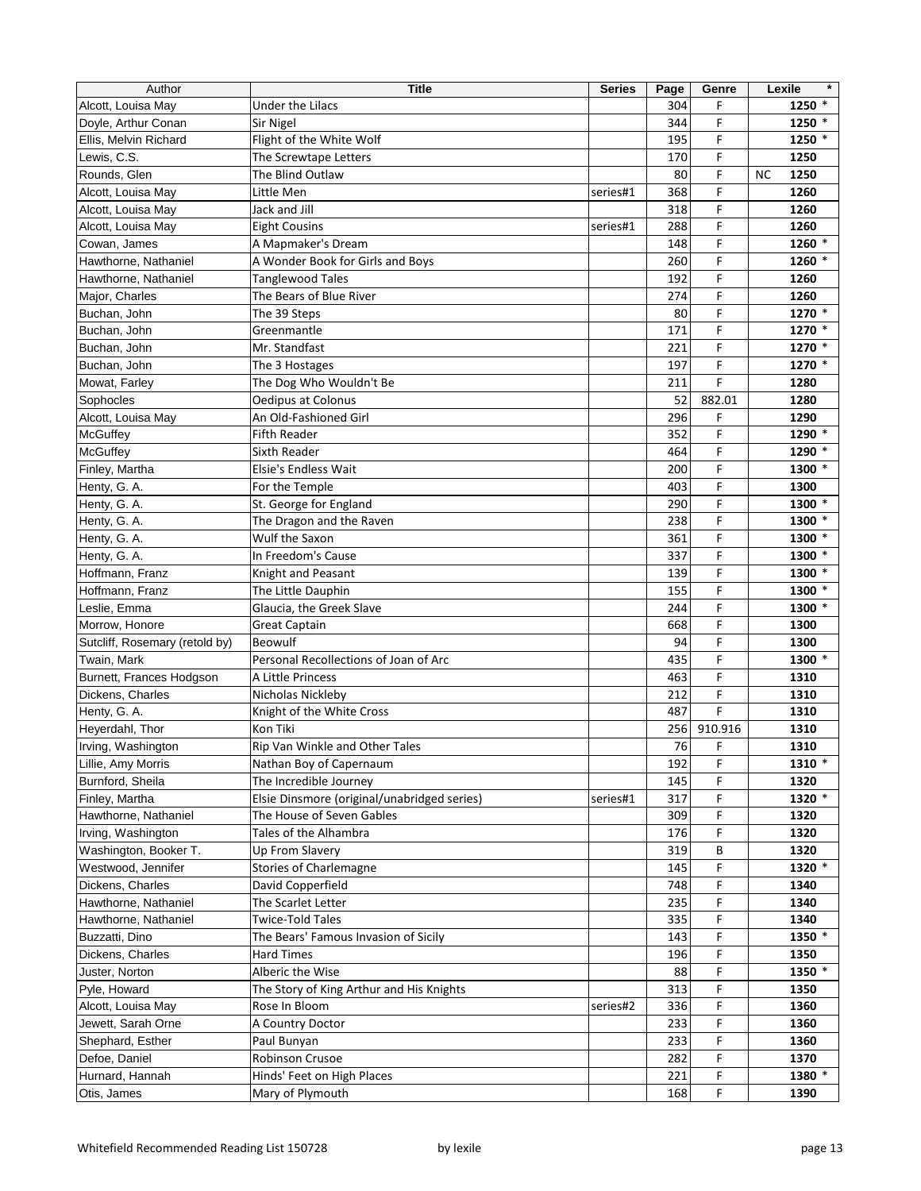| Author | Title | Series | Page | Genre | Lexile | * |
|---|---|---|---|---|---|---|
| Alcott, Louisa May | Under the Lilacs | | 304 | F | 1250 | * |
| Doyle, Arthur Conan | Sir Nigel | | 344 | F | 1250 | * |
| Ellis, Melvin Richard | Flight of the White Wolf | | 195 | F | 1250 | * |
| Lewis, C.S. | The Screwtape Letters | | 170 | F | 1250 | |
| Rounds, Glen | The Blind Outlaw | | 80 | F | NC 1250 | |
| Alcott, Louisa May | Little Men | series#1 | 368 | F | 1260 | |
| Alcott, Louisa May | Jack and Jill | | 318 | F | 1260 | |
| Alcott, Louisa May | Eight Cousins | series#1 | 288 | F | 1260 | |
| Cowan, James | A Mapmaker's Dream | | 148 | F | 1260 | * |
| Hawthorne, Nathaniel | A Wonder Book for Girls and Boys | | 260 | F | 1260 | * |
| Hawthorne, Nathaniel | Tanglewood Tales | | 192 | F | 1260 | |
| Major, Charles | The Bears of Blue River | | 274 | F | 1260 | |
| Buchan, John | The 39 Steps | | 80 | F | 1270 | * |
| Buchan, John | Greenmantle | | 171 | F | 1270 | * |
| Buchan, John | Mr. Standfast | | 221 | F | 1270 | * |
| Buchan, John | The 3 Hostages | | 197 | F | 1270 | * |
| Mowat, Farley | The Dog Who Wouldn't Be | | 211 | F | 1280 | |
| Sophocles | Oedipus at Colonus | | 52 | 882.01 | 1280 | |
| Alcott, Louisa May | An Old-Fashioned Girl | | 296 | F | 1290 | |
| McGuffey | Fifth Reader | | 352 | F | 1290 | * |
| McGuffey | Sixth Reader | | 464 | F | 1290 | * |
| Finley, Martha | Elsie's Endless Wait | | 200 | F | 1300 | * |
| Henty, G. A. | For the Temple | | 403 | F | 1300 | |
| Henty, G. A. | St. George for England | | 290 | F | 1300 | * |
| Henty, G. A. | The Dragon and the Raven | | 238 | F | 1300 | * |
| Henty, G. A. | Wulf the Saxon | | 361 | F | 1300 | * |
| Henty, G. A. | In Freedom's Cause | | 337 | F | 1300 | * |
| Hoffmann, Franz | Knight and Peasant | | 139 | F | 1300 | * |
| Hoffmann, Franz | The Little Dauphin | | 155 | F | 1300 | * |
| Leslie, Emma | Glaucia, the Greek Slave | | 244 | F | 1300 | * |
| Morrow, Honore | Great Captain | | 668 | F | 1300 | |
| Sutcliff, Rosemary (retold by) | Beowulf | | 94 | F | 1300 | |
| Twain, Mark | Personal Recollections of Joan of Arc | | 435 | F | 1300 | * |
| Burnett, Frances Hodgson | A Little Princess | | 463 | F | 1310 | |
| Dickens, Charles | Nicholas Nickleby | | 212 | F | 1310 | |
| Henty, G. A. | Knight of the White Cross | | 487 | F | 1310 | |
| Heyerdahl, Thor | Kon Tiki | | 256 | 910.916 | 1310 | |
| Irving, Washington | Rip Van Winkle and Other Tales | | 76 | F | 1310 | |
| Lillie, Amy Morris | Nathan Boy of Capernaum | | 192 | F | 1310 | * |
| Burnford, Sheila | The Incredible Journey | | 145 | F | 1320 | |
| Finley, Martha | Elsie Dinsmore (original/unabridged series) | series#1 | 317 | F | 1320 | * |
| Hawthorne, Nathaniel | The House of Seven Gables | | 309 | F | 1320 | |
| Irving, Washington | Tales of the Alhambra | | 176 | F | 1320 | |
| Washington, Booker T. | Up From Slavery | | 319 | B | 1320 | |
| Westwood, Jennifer | Stories of Charlemagne | | 145 | F | 1320 | * |
| Dickens, Charles | David Copperfield | | 748 | F | 1340 | |
| Hawthorne, Nathaniel | The Scarlet Letter | | 235 | F | 1340 | |
| Hawthorne, Nathaniel | Twice-Told Tales | | 335 | F | 1340 | |
| Buzzatti, Dino | The Bears' Famous Invasion of Sicily | | 143 | F | 1350 | * |
| Dickens, Charles | Hard Times | | 196 | F | 1350 | |
| Juster, Norton | Alberic the Wise | | 88 | F | 1350 | * |
| Pyle, Howard | The Story of King Arthur and His Knights | | 313 | F | 1350 | |
| Alcott, Louisa May | Rose In Bloom | series#2 | 336 | F | 1360 | |
| Jewett, Sarah Orne | A Country Doctor | | 233 | F | 1360 | |
| Shephard, Esther | Paul Bunyan | | 233 | F | 1360 | |
| Defoe, Daniel | Robinson Crusoe | | 282 | F | 1370 | |
| Hurnard, Hannah | Hinds' Feet on High Places | | 221 | F | 1380 | * |
| Otis, James | Mary of Plymouth | | 168 | F | 1390 | |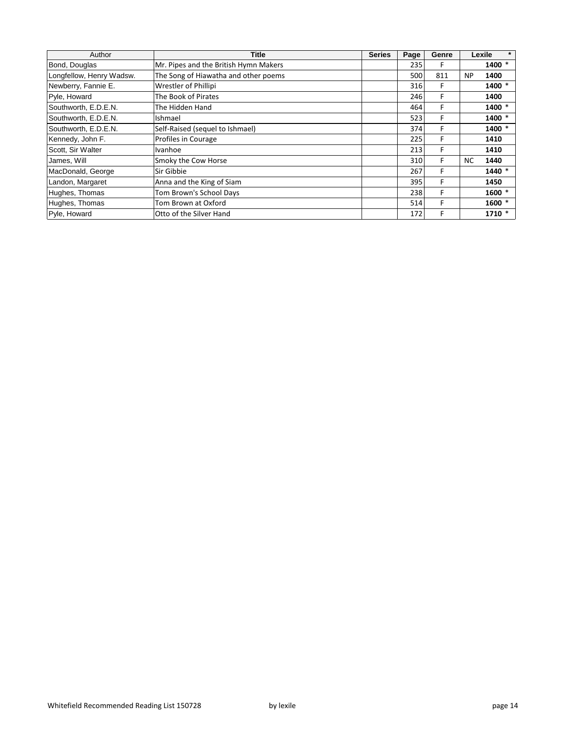| Author | Title | Series | Page | Genre | Lexile | * |
|---|---|---|---|---|---|---|
| Bond, Douglas | Mr. Pipes and the British Hymn Makers | | 235 | F | 1400 | * |
| Longfellow, Henry Wadsw. | The Song of Hiawatha and other poems | | 500 | 811 | NP 1400 | |
| Newberry, Fannie E. | Wrestler of Phillipi | | 316 | F | 1400 | * |
| Pyle, Howard | The Book of Pirates | | 246 | F | 1400 | |
| Southworth, E.D.E.N. | The Hidden Hand | | 464 | F | 1400 | * |
| Southworth, E.D.E.N. | Ishmael | | 523 | F | 1400 | * |
| Southworth, E.D.E.N. | Self-Raised (sequel to Ishmael) | | 374 | F | 1400 | * |
| Kennedy, John F. | Profiles in Courage | | 225 | F | 1410 | |
| Scott, Sir Walter | Ivanhoe | | 213 | F | 1410 | |
| James, Will | Smoky the Cow Horse | | 310 | F | NC 1440 | |
| MacDonald, George | Sir Gibbie | | 267 | F | 1440 | * |
| Landon, Margaret | Anna and the King of Siam | | 395 | F | 1450 | |
| Hughes, Thomas | Tom Brown's School Days | | 238 | F | 1600 | * |
| Hughes, Thomas | Tom Brown at Oxford | | 514 | F | 1600 | * |
| Pyle, Howard | Otto of the Silver Hand | | 172 | F | 1710 | * |